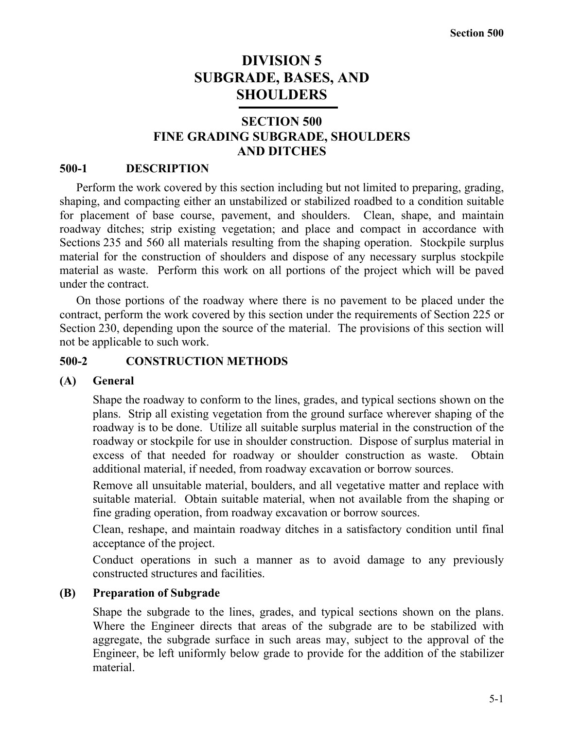# DIVISION 5
# SUBGRADE, BASES, AND SHOULDERS

## SECTION 500
## FINE GRADING SUBGRADE, SHOULDERS AND DITCHES

### 500-1 DESCRIPTION

Perform the work covered by this section including but not limited to preparing, grading, shaping, and compacting either an unstabilized or stabilized roadbed to a condition suitable for placement of base course, pavement, and shoulders. Clean, shape, and maintain roadway ditches; strip existing vegetation; and place and compact in accordance with Sections 235 and 560 all materials resulting from the shaping operation. Stockpile surplus material for the construction of shoulders and dispose of any necessary surplus stockpile material as waste. Perform this work on all portions of the project which will be paved under the contract.

On those portions of the roadway where there is no pavement to be placed under the contract, perform the work covered by this section under the requirements of Section 225 or Section 230, depending upon the source of the material. The provisions of this section will not be applicable to such work.

### 500-2 CONSTRUCTION METHODS

#### (A) General

Shape the roadway to conform to the lines, grades, and typical sections shown on the plans. Strip all existing vegetation from the ground surface wherever shaping of the roadway is to be done. Utilize all suitable surplus material in the construction of the roadway or stockpile for use in shoulder construction. Dispose of surplus material in excess of that needed for roadway or shoulder construction as waste. Obtain additional material, if needed, from roadway excavation or borrow sources.

Remove all unsuitable material, boulders, and all vegetative matter and replace with suitable material. Obtain suitable material, when not available from the shaping or fine grading operation, from roadway excavation or borrow sources.

Clean, reshape, and maintain roadway ditches in a satisfactory condition until final acceptance of the project.

Conduct operations in such a manner as to avoid damage to any previously constructed structures and facilities.

#### (B) Preparation of Subgrade

Shape the subgrade to the lines, grades, and typical sections shown on the plans. Where the Engineer directs that areas of the subgrade are to be stabilized with aggregate, the subgrade surface in such areas may, subject to the approval of the Engineer, be left uniformly below grade to provide for the addition of the stabilizer material.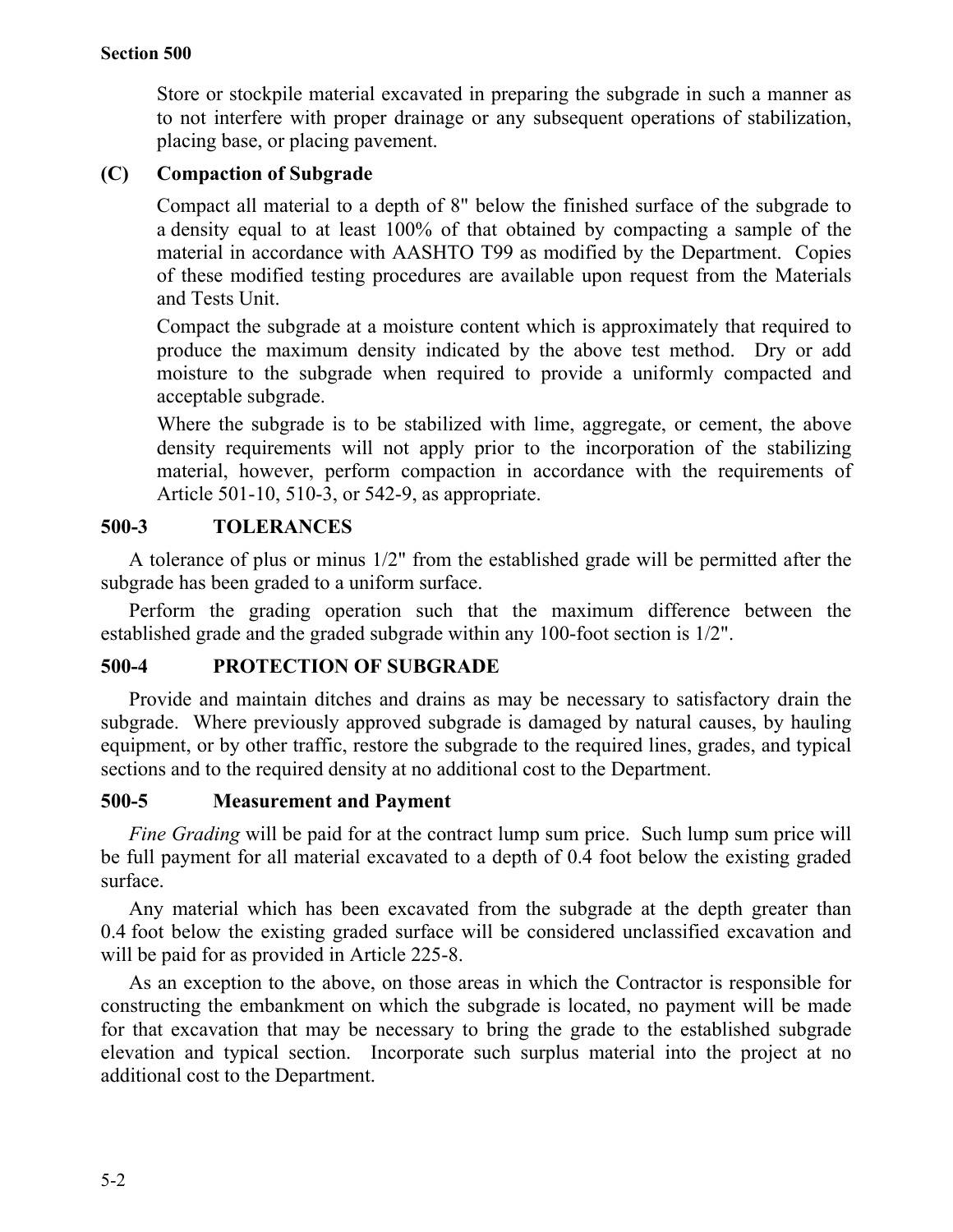Store or stockpile material excavated in preparing the subgrade in such a manner as to not interfere with proper drainage or any subsequent operations of stabilization, placing base, or placing pavement.

### (C) Compaction of Subgrade

Compact all material to a depth of 8" below the finished surface of the subgrade to a density equal to at least 100% of that obtained by compacting a sample of the material in accordance with AASHTO T99 as modified by the Department. Copies of these modified testing procedures are available upon request from the Materials and Tests Unit.

Compact the subgrade at a moisture content which is approximately that required to produce the maximum density indicated by the above test method. Dry or add moisture to the subgrade when required to provide a uniformly compacted and acceptable subgrade.

Where the subgrade is to be stabilized with lime, aggregate, or cement, the above density requirements will not apply prior to the incorporation of the stabilizing material, however, perform compaction in accordance with the requirements of Article 501-10, 510-3, or 542-9, as appropriate.

## 500-3 TOLERANCES

A tolerance of plus or minus 1/2" from the established grade will be permitted after the subgrade has been graded to a uniform surface.

Perform the grading operation such that the maximum difference between the established grade and the graded subgrade within any 100-foot section is 1/2".

## 500-4 PROTECTION OF SUBGRADE

Provide and maintain ditches and drains as may be necessary to satisfactory drain the subgrade. Where previously approved subgrade is damaged by natural causes, by hauling equipment, or by other traffic, restore the subgrade to the required lines, grades, and typical sections and to the required density at no additional cost to the Department.

## 500-5 Measurement and Payment

*Fine Grading* will be paid for at the contract lump sum price. Such lump sum price will be full payment for all material excavated to a depth of 0.4 foot below the existing graded surface.

Any material which has been excavated from the subgrade at the depth greater than 0.4 foot below the existing graded surface will be considered unclassified excavation and will be paid for as provided in Article 225-8.

As an exception to the above, on those areas in which the Contractor is responsible for constructing the embankment on which the subgrade is located, no payment will be made for that excavation that may be necessary to bring the grade to the established subgrade elevation and typical section. Incorporate such surplus material into the project at no additional cost to the Department.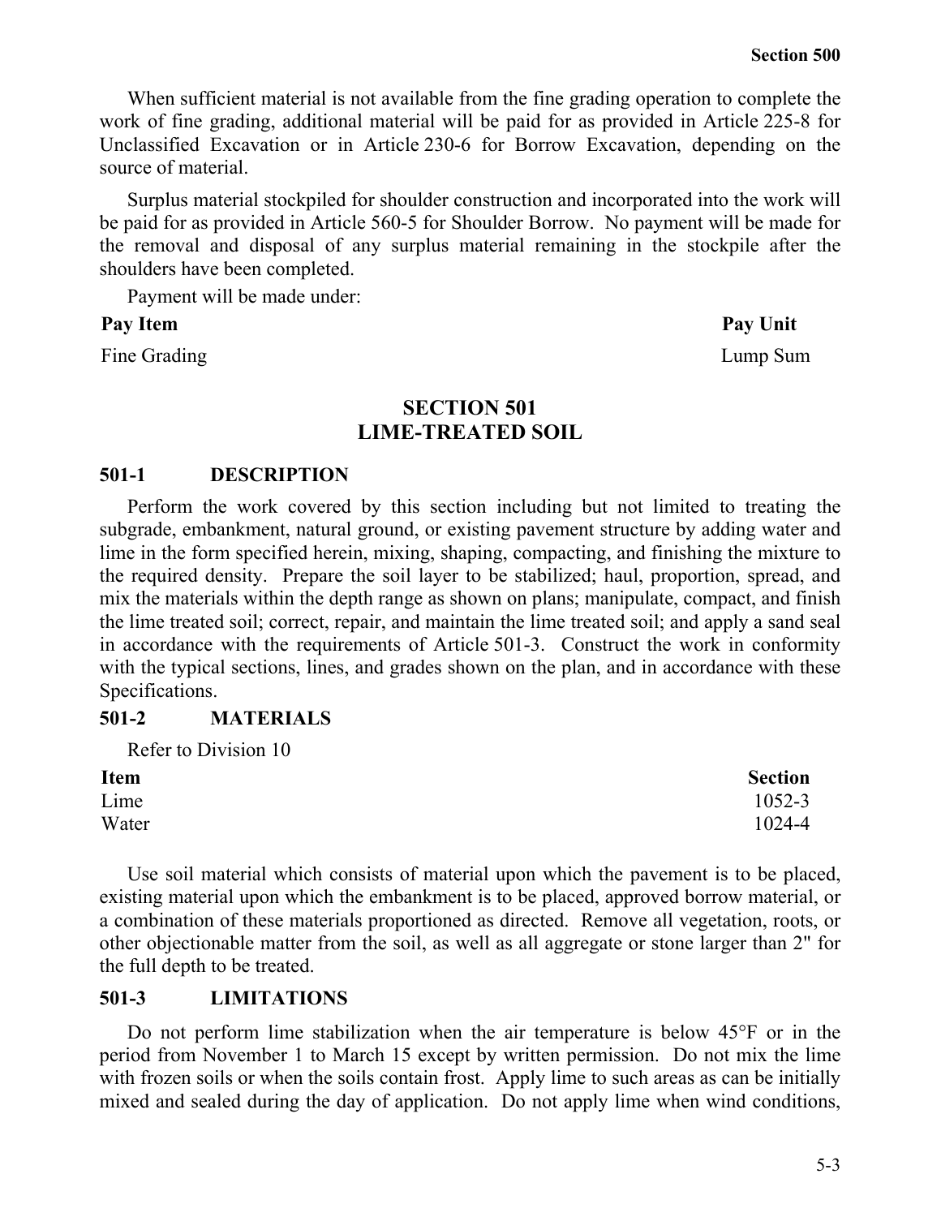When sufficient material is not available from the fine grading operation to complete the work of fine grading, additional material will be paid for as provided in Article 225-8 for Unclassified Excavation or in Article 230-6 for Borrow Excavation, depending on the source of material.

Surplus material stockpiled for shoulder construction and incorporated into the work will be paid for as provided in Article 560-5 for Shoulder Borrow. No payment will be made for the removal and disposal of any surplus material remaining in the stockpile after the shoulders have been completed.

Payment will be made under:

| Pay Item | Pay Unit |
|---|---|
| Fine Grading | Lump Sum |

# SECTION 501
# LIME-TREATED SOIL

## 501-1 DESCRIPTION

Perform the work covered by this section including but not limited to treating the subgrade, embankment, natural ground, or existing pavement structure by adding water and lime in the form specified herein, mixing, shaping, compacting, and finishing the mixture to the required density. Prepare the soil layer to be stabilized; haul, proportion, spread, and mix the materials within the depth range as shown on plans; manipulate, compact, and finish the lime treated soil; correct, repair, and maintain the lime treated soil; and apply a sand seal in accordance with the requirements of Article 501-3. Construct the work in conformity with the typical sections, lines, and grades shown on the plan, and in accordance with these Specifications.

## 501-2 MATERIALS

Refer to Division 10

| Item | Section |
|---|---|
| Lime | 1052-3 |
| Water | 1024-4 |

Use soil material which consists of material upon which the pavement is to be placed, existing material upon which the embankment is to be placed, approved borrow material, or a combination of these materials proportioned as directed. Remove all vegetation, roots, or other objectionable matter from the soil, as well as all aggregate or stone larger than 2" for the full depth to be treated.

## 501-3 LIMITATIONS

Do not perform lime stabilization when the air temperature is below 45°F or in the period from November 1 to March 15 except by written permission. Do not mix the lime with frozen soils or when the soils contain frost. Apply lime to such areas as can be initially mixed and sealed during the day of application. Do not apply lime when wind conditions,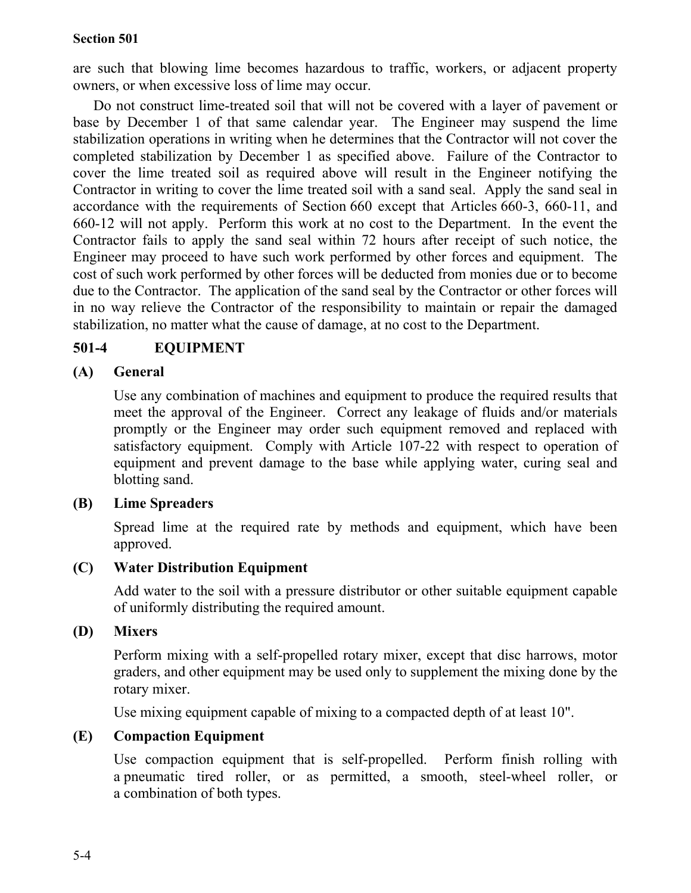are such that blowing lime becomes hazardous to traffic, workers, or adjacent property owners, or when excessive loss of lime may occur.

Do not construct lime-treated soil that will not be covered with a layer of pavement or base by December 1 of that same calendar year. The Engineer may suspend the lime stabilization operations in writing when he determines that the Contractor will not cover the completed stabilization by December 1 as specified above. Failure of the Contractor to cover the lime treated soil as required above will result in the Engineer notifying the Contractor in writing to cover the lime treated soil with a sand seal. Apply the sand seal in accordance with the requirements of Section 660 except that Articles 660-3, 660-11, and 660-12 will not apply. Perform this work at no cost to the Department. In the event the Contractor fails to apply the sand seal within 72 hours after receipt of such notice, the Engineer may proceed to have such work performed by other forces and equipment. The cost of such work performed by other forces will be deducted from monies due or to become due to the Contractor. The application of the sand seal by the Contractor or other forces will in no way relieve the Contractor of the responsibility to maintain or repair the damaged stabilization, no matter what the cause of damage, at no cost to the Department.

## 501-4 EQUIPMENT

### (A) General

Use any combination of machines and equipment to produce the required results that meet the approval of the Engineer. Correct any leakage of fluids and/or materials promptly or the Engineer may order such equipment removed and replaced with satisfactory equipment. Comply with Article 107-22 with respect to operation of equipment and prevent damage to the base while applying water, curing seal and blotting sand.

### (B) Lime Spreaders

Spread lime at the required rate by methods and equipment, which have been approved.

### (C) Water Distribution Equipment

Add water to the soil with a pressure distributor or other suitable equipment capable of uniformly distributing the required amount.

### (D) Mixers

Perform mixing with a self-propelled rotary mixer, except that disc harrows, motor graders, and other equipment may be used only to supplement the mixing done by the rotary mixer.

Use mixing equipment capable of mixing to a compacted depth of at least 10".

### (E) Compaction Equipment

Use compaction equipment that is self-propelled. Perform finish rolling with a pneumatic tired roller, or as permitted, a smooth, steel-wheel roller, or a combination of both types.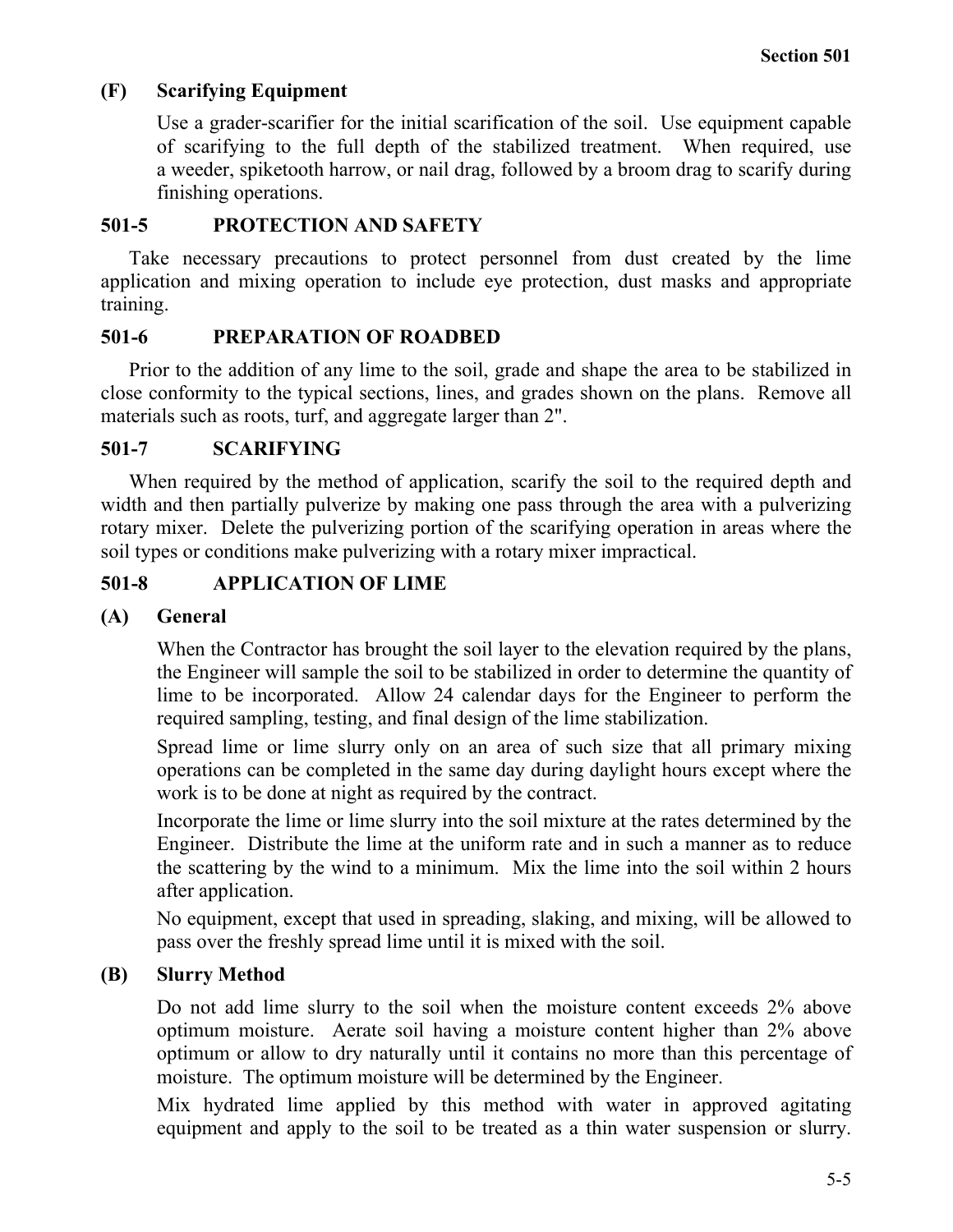### (F) Scarifying Equipment

Use a grader-scarifier for the initial scarification of the soil. Use equipment capable of scarifying to the full depth of the stabilized treatment. When required, use a weeder, spiketooth harrow, or nail drag, followed by a broom drag to scarify during finishing operations.

## 501-5 PROTECTION AND SAFETY

Take necessary precautions to protect personnel from dust created by the lime application and mixing operation to include eye protection, dust masks and appropriate training.

## 501-6 PREPARATION OF ROADBED

Prior to the addition of any lime to the soil, grade and shape the area to be stabilized in close conformity to the typical sections, lines, and grades shown on the plans. Remove all materials such as roots, turf, and aggregate larger than 2".

## 501-7 SCARIFYING

When required by the method of application, scarify the soil to the required depth and width and then partially pulverize by making one pass through the area with a pulverizing rotary mixer. Delete the pulverizing portion of the scarifying operation in areas where the soil types or conditions make pulverizing with a rotary mixer impractical.

## 501-8 APPLICATION OF LIME

### (A) General

When the Contractor has brought the soil layer to the elevation required by the plans, the Engineer will sample the soil to be stabilized in order to determine the quantity of lime to be incorporated. Allow 24 calendar days for the Engineer to perform the required sampling, testing, and final design of the lime stabilization.

Spread lime or lime slurry only on an area of such size that all primary mixing operations can be completed in the same day during daylight hours except where the work is to be done at night as required by the contract.

Incorporate the lime or lime slurry into the soil mixture at the rates determined by the Engineer. Distribute the lime at the uniform rate and in such a manner as to reduce the scattering by the wind to a minimum. Mix the lime into the soil within 2 hours after application.

No equipment, except that used in spreading, slaking, and mixing, will be allowed to pass over the freshly spread lime until it is mixed with the soil.

### (B) Slurry Method

Do not add lime slurry to the soil when the moisture content exceeds 2% above optimum moisture. Aerate soil having a moisture content higher than 2% above optimum or allow to dry naturally until it contains no more than this percentage of moisture. The optimum moisture will be determined by the Engineer.

Mix hydrated lime applied by this method with water in approved agitating equipment and apply to the soil to be treated as a thin water suspension or slurry.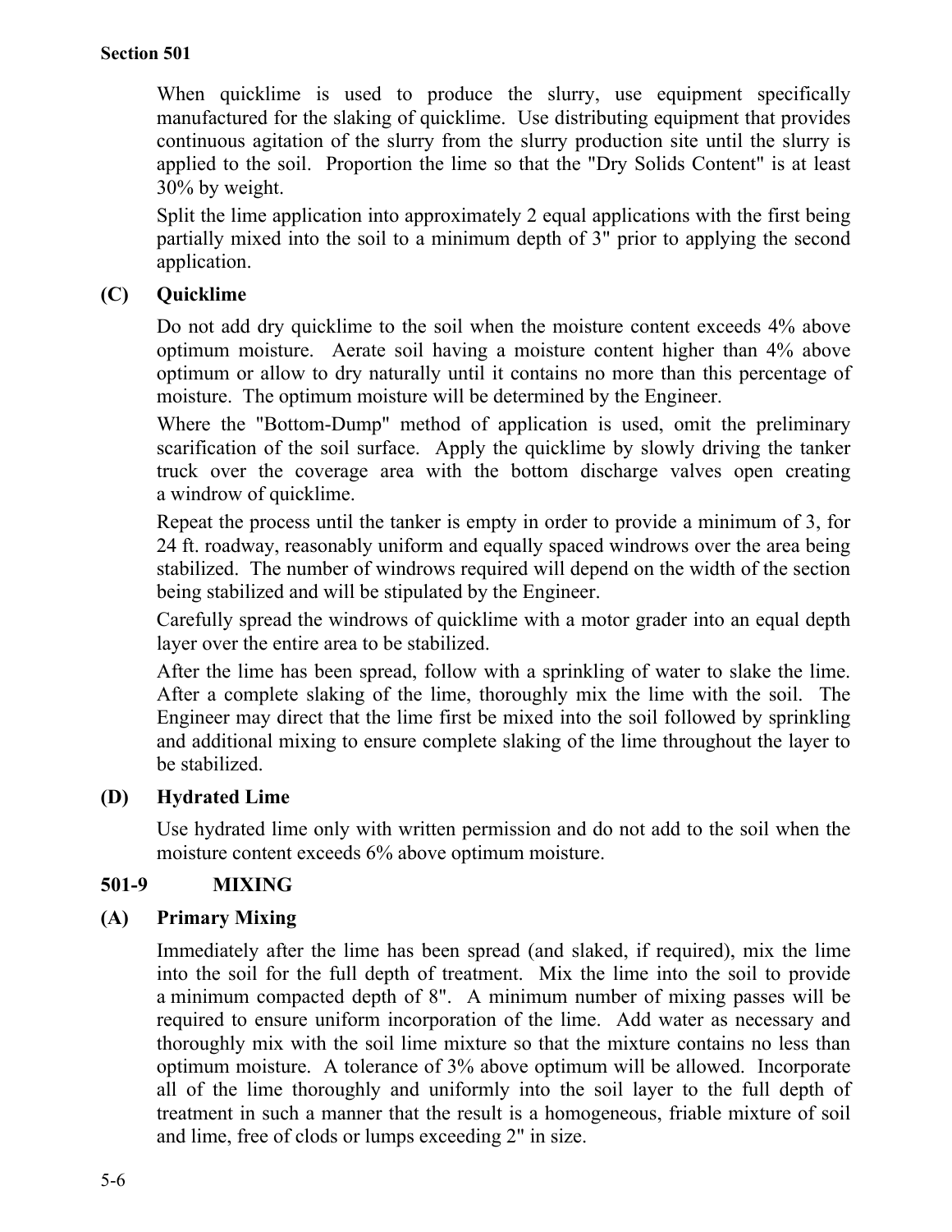When quicklime is used to produce the slurry, use equipment specifically manufactured for the slaking of quicklime. Use distributing equipment that provides continuous agitation of the slurry from the slurry production site until the slurry is applied to the soil. Proportion the lime so that the "Dry Solids Content" is at least 30% by weight.

Split the lime application into approximately 2 equal applications with the first being partially mixed into the soil to a minimum depth of 3" prior to applying the second application.

**(C) Quicklime**

Do not add dry quicklime to the soil when the moisture content exceeds 4% above optimum moisture. Aerate soil having a moisture content higher than 4% above optimum or allow to dry naturally until it contains no more than this percentage of moisture. The optimum moisture will be determined by the Engineer.

Where the "Bottom-Dump" method of application is used, omit the preliminary scarification of the soil surface. Apply the quicklime by slowly driving the tanker truck over the coverage area with the bottom discharge valves open creating a windrow of quicklime.

Repeat the process until the tanker is empty in order to provide a minimum of 3, for 24 ft. roadway, reasonably uniform and equally spaced windrows over the area being stabilized. The number of windrows required will depend on the width of the section being stabilized and will be stipulated by the Engineer.

Carefully spread the windrows of quicklime with a motor grader into an equal depth layer over the entire area to be stabilized.

After the lime has been spread, follow with a sprinkling of water to slake the lime. After a complete slaking of the lime, thoroughly mix the lime with the soil. The Engineer may direct that the lime first be mixed into the soil followed by sprinkling and additional mixing to ensure complete slaking of the lime throughout the layer to be stabilized.

**(D) Hydrated Lime**

Use hydrated lime only with written permission and do not add to the soil when the moisture content exceeds 6% above optimum moisture.

## 501-9 MIXING

**(A) Primary Mixing**

Immediately after the lime has been spread (and slaked, if required), mix the lime into the soil for the full depth of treatment. Mix the lime into the soil to provide a minimum compacted depth of 8". A minimum number of mixing passes will be required to ensure uniform incorporation of the lime. Add water as necessary and thoroughly mix with the soil lime mixture so that the mixture contains no less than optimum moisture. A tolerance of 3% above optimum will be allowed. Incorporate all of the lime thoroughly and uniformly into the soil layer to the full depth of treatment in such a manner that the result is a homogeneous, friable mixture of soil and lime, free of clods or lumps exceeding 2" in size.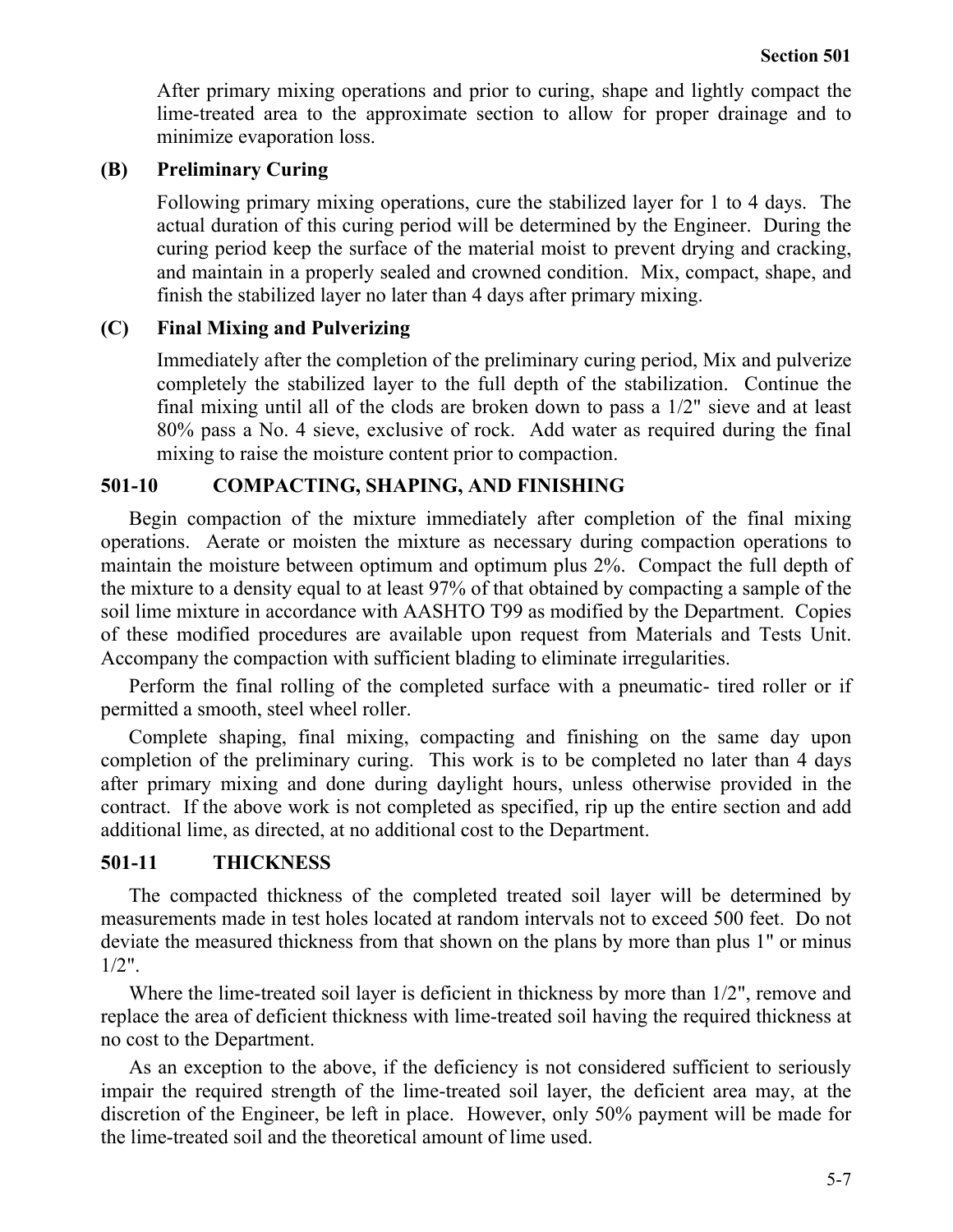After primary mixing operations and prior to curing, shape and lightly compact the lime-treated area to the approximate section to allow for proper drainage and to minimize evaporation loss.

**(B) Preliminary Curing**

Following primary mixing operations, cure the stabilized layer for 1 to 4 days. The actual duration of this curing period will be determined by the Engineer. During the curing period keep the surface of the material moist to prevent drying and cracking, and maintain in a properly sealed and crowned condition. Mix, compact, shape, and finish the stabilized layer no later than 4 days after primary mixing.

**(C) Final Mixing and Pulverizing**

Immediately after the completion of the preliminary curing period, Mix and pulverize completely the stabilized layer to the full depth of the stabilization. Continue the final mixing until all of the clods are broken down to pass a 1/2" sieve and at least 80% pass a No. 4 sieve, exclusive of rock. Add water as required during the final mixing to raise the moisture content prior to compaction.

## 501-10 COMPACTING, SHAPING, AND FINISHING

Begin compaction of the mixture immediately after completion of the final mixing operations. Aerate or moisten the mixture as necessary during compaction operations to maintain the moisture between optimum and optimum plus 2%. Compact the full depth of the mixture to a density equal to at least 97% of that obtained by compacting a sample of the soil lime mixture in accordance with AASHTO T99 as modified by the Department. Copies of these modified procedures are available upon request from Materials and Tests Unit. Accompany the compaction with sufficient blading to eliminate irregularities.

Perform the final rolling of the completed surface with a pneumatic- tired roller or if permitted a smooth, steel wheel roller.

Complete shaping, final mixing, compacting and finishing on the same day upon completion of the preliminary curing. This work is to be completed no later than 4 days after primary mixing and done during daylight hours, unless otherwise provided in the contract. If the above work is not completed as specified, rip up the entire section and add additional lime, as directed, at no additional cost to the Department.

## 501-11 THICKNESS

The compacted thickness of the completed treated soil layer will be determined by measurements made in test holes located at random intervals not to exceed 500 feet. Do not deviate the measured thickness from that shown on the plans by more than plus 1" or minus 1/2".

Where the lime-treated soil layer is deficient in thickness by more than 1/2", remove and replace the area of deficient thickness with lime-treated soil having the required thickness at no cost to the Department.

As an exception to the above, if the deficiency is not considered sufficient to seriously impair the required strength of the lime-treated soil layer, the deficient area may, at the discretion of the Engineer, be left in place. However, only 50% payment will be made for the lime-treated soil and the theoretical amount of lime used.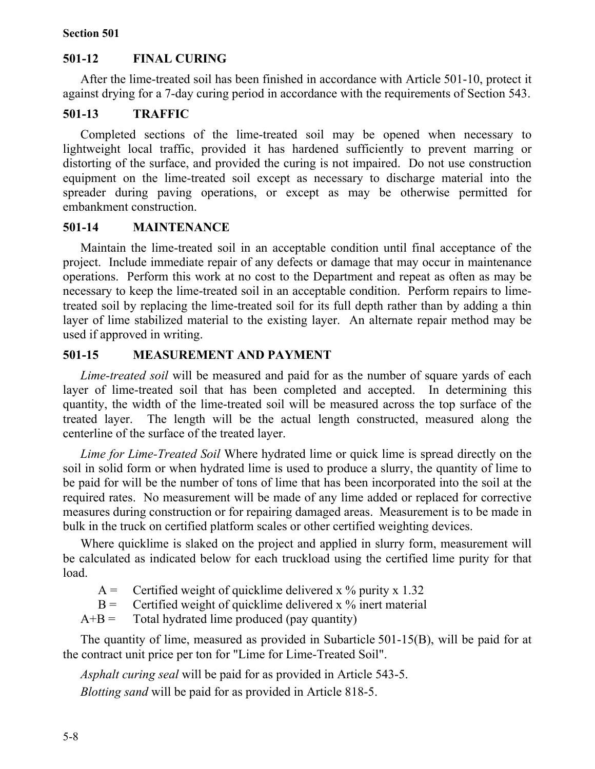## 501-12 FINAL CURING

After the lime-treated soil has been finished in accordance with Article 501-10, protect it against drying for a 7-day curing period in accordance with the requirements of Section 543.

## 501-13 TRAFFIC

Completed sections of the lime-treated soil may be opened when necessary to lightweight local traffic, provided it has hardened sufficiently to prevent marring or distorting of the surface, and provided the curing is not impaired. Do not use construction equipment on the lime-treated soil except as necessary to discharge material into the spreader during paving operations, or except as may be otherwise permitted for embankment construction.

## 501-14 MAINTENANCE

Maintain the lime-treated soil in an acceptable condition until final acceptance of the project. Include immediate repair of any defects or damage that may occur in maintenance operations. Perform this work at no cost to the Department and repeat as often as may be necessary to keep the lime-treated soil in an acceptable condition. Perform repairs to lime-treated soil by replacing the lime-treated soil for its full depth rather than by adding a thin layer of lime stabilized material to the existing layer. An alternate repair method may be used if approved in writing.

## 501-15 MEASUREMENT AND PAYMENT

*Lime-treated soil* will be measured and paid for as the number of square yards of each layer of lime-treated soil that has been completed and accepted. In determining this quantity, the width of the lime-treated soil will be measured across the top surface of the treated layer. The length will be the actual length constructed, measured along the centerline of the surface of the treated layer.

*Lime for Lime-Treated Soil* Where hydrated lime or quick lime is spread directly on the soil in solid form or when hydrated lime is used to produce a slurry, the quantity of lime to be paid for will be the number of tons of lime that has been incorporated into the soil at the required rates. No measurement will be made of any lime added or replaced for corrective measures during construction or for repairing damaged areas. Measurement is to be made in bulk in the truck on certified platform scales or other certified weighting devices.

Where quicklime is slaked on the project and applied in slurry form, measurement will be calculated as indicated below for each truckload using the certified lime purity for that load.

A = Certified weight of quicklime delivered x % purity x 1.32
B = Certified weight of quicklime delivered x % inert material
A+B = Total hydrated lime produced (pay quantity)

The quantity of lime, measured as provided in Subarticle 501-15(B), will be paid for at the contract unit price per ton for "Lime for Lime-Treated Soil".

*Asphalt curing seal* will be paid for as provided in Article 543-5.

*Blotting sand* will be paid for as provided in Article 818-5.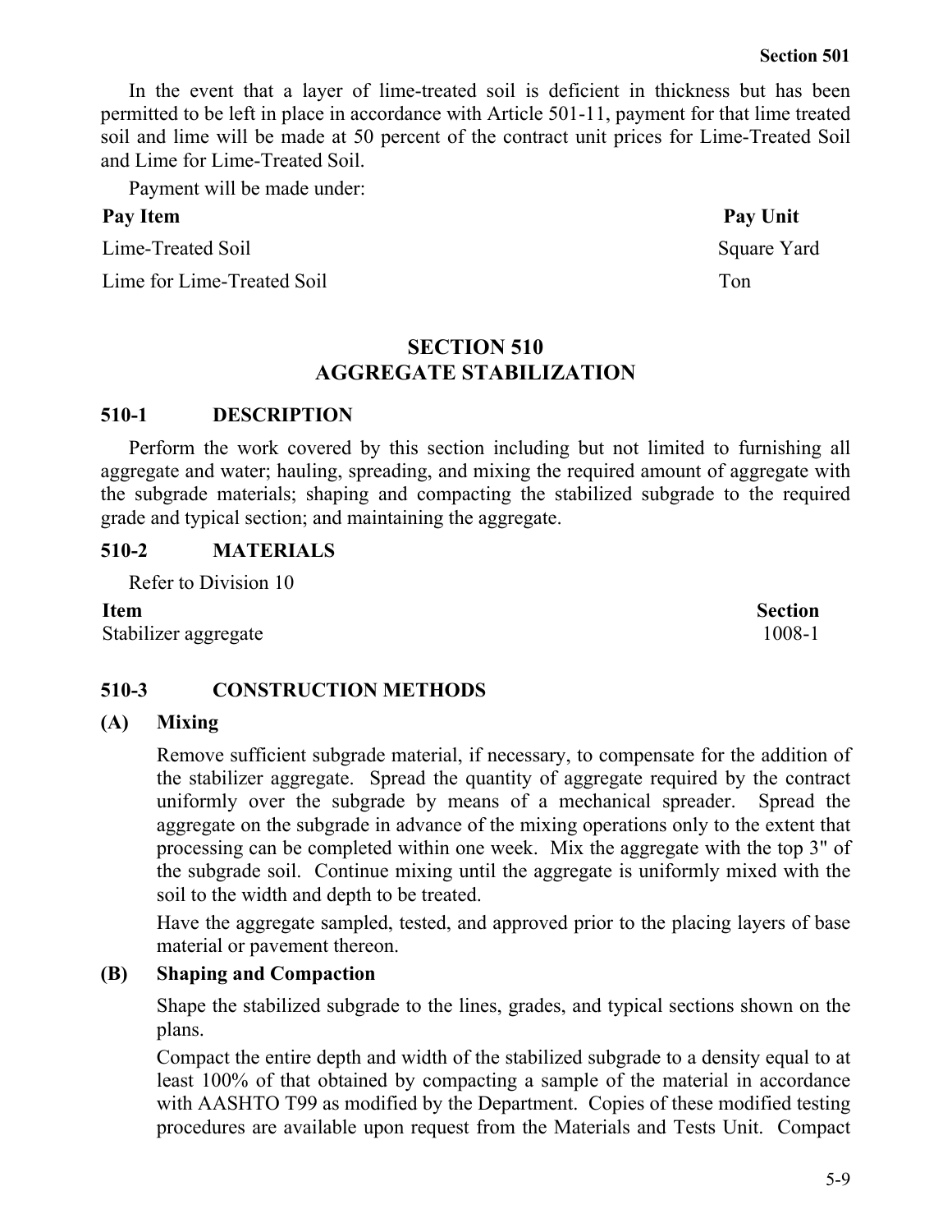In the event that a layer of lime-treated soil is deficient in thickness but has been permitted to be left in place in accordance with Article 501-11, payment for that lime treated soil and lime will be made at 50 percent of the contract unit prices for Lime-Treated Soil and Lime for Lime-Treated Soil.

Payment will be made under:

| Pay Item | Pay Unit |
|---|---|
| Lime-Treated Soil | Square Yard |
| Lime for Lime-Treated Soil | Ton |

# SECTION 510
# AGGREGATE STABILIZATION

## 510-1 DESCRIPTION

Perform the work covered by this section including but not limited to furnishing all aggregate and water; hauling, spreading, and mixing the required amount of aggregate with the subgrade materials; shaping and compacting the stabilized subgrade to the required grade and typical section; and maintaining the aggregate.

## 510-2 MATERIALS

Refer to Division 10

| Item | Section |
|---|---|
| Stabilizer aggregate | 1008-1 |

## 510-3 CONSTRUCTION METHODS

### (A) Mixing

Remove sufficient subgrade material, if necessary, to compensate for the addition of the stabilizer aggregate. Spread the quantity of aggregate required by the contract uniformly over the subgrade by means of a mechanical spreader. Spread the aggregate on the subgrade in advance of the mixing operations only to the extent that processing can be completed within one week. Mix the aggregate with the top 3" of the subgrade soil. Continue mixing until the aggregate is uniformly mixed with the soil to the width and depth to be treated.

Have the aggregate sampled, tested, and approved prior to the placing layers of base material or pavement thereon.

### (B) Shaping and Compaction

Shape the stabilized subgrade to the lines, grades, and typical sections shown on the plans.

Compact the entire depth and width of the stabilized subgrade to a density equal to at least 100% of that obtained by compacting a sample of the material in accordance with AASHTO T99 as modified by the Department. Copies of these modified testing procedures are available upon request from the Materials and Tests Unit. Compact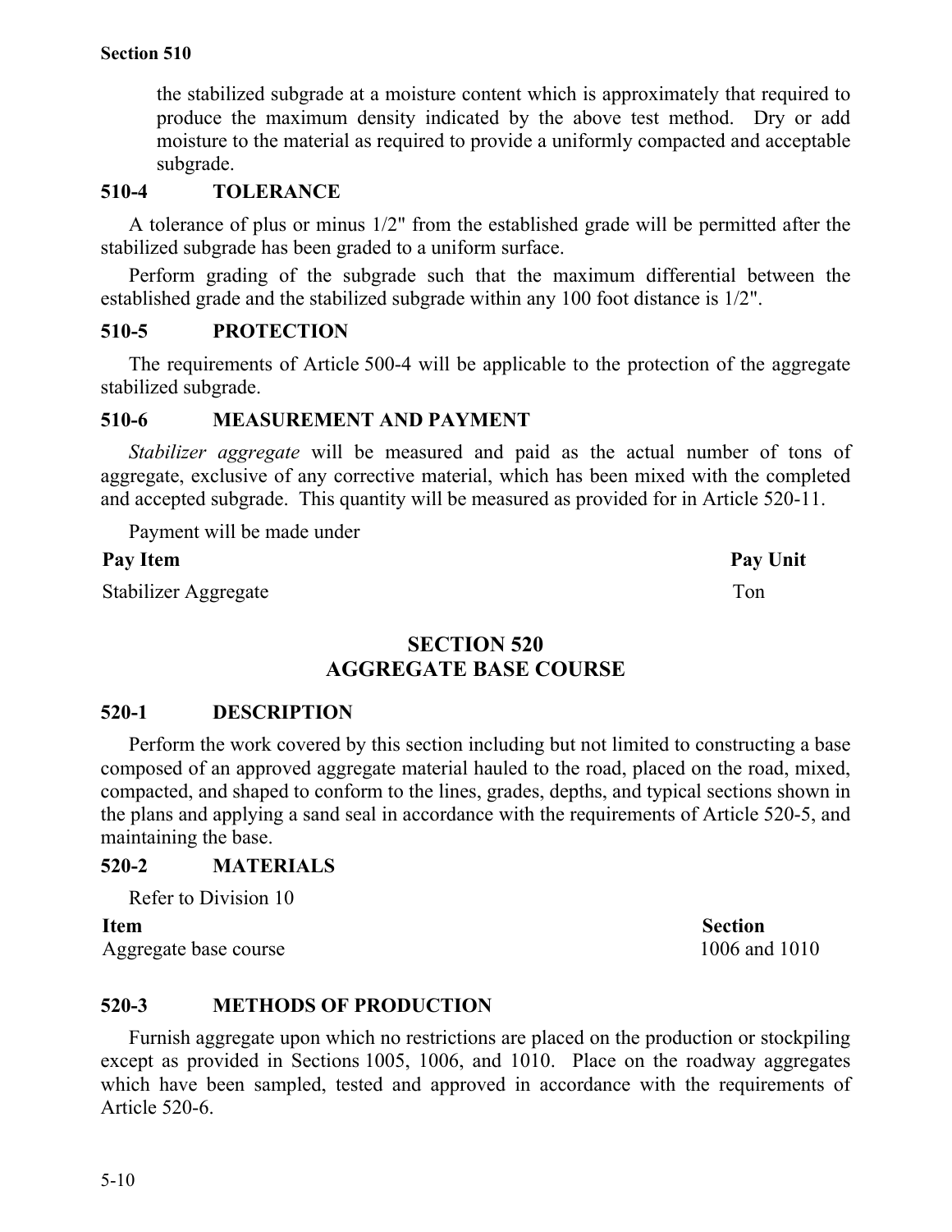the stabilized subgrade at a moisture content which is approximately that required to produce the maximum density indicated by the above test method. Dry or add moisture to the material as required to provide a uniformly compacted and acceptable subgrade.

### 510-4 TOLERANCE

A tolerance of plus or minus 1/2" from the established grade will be permitted after the stabilized subgrade has been graded to a uniform surface.

Perform grading of the subgrade such that the maximum differential between the established grade and the stabilized subgrade within any 100 foot distance is 1/2".

### 510-5 PROTECTION

The requirements of Article 500-4 will be applicable to the protection of the aggregate stabilized subgrade.

### 510-6 MEASUREMENT AND PAYMENT

*Stabilizer aggregate* will be measured and paid as the actual number of tons of aggregate, exclusive of any corrective material, which has been mixed with the completed and accepted subgrade. This quantity will be measured as provided for in Article 520-11.

Payment will be made under

| Pay Item | Pay Unit |
|---|---|
| Stabilizer Aggregate | Ton |

# SECTION 520
# AGGREGATE BASE COURSE

### 520-1 DESCRIPTION

Perform the work covered by this section including but not limited to constructing a base composed of an approved aggregate material hauled to the road, placed on the road, mixed, compacted, and shaped to conform to the lines, grades, depths, and typical sections shown in the plans and applying a sand seal in accordance with the requirements of Article 520-5, and maintaining the base.

### 520-2 MATERIALS

Refer to Division 10

| Item | Section |
|---|---|
| Aggregate base course | 1006 and 1010 |

### 520-3 METHODS OF PRODUCTION

Furnish aggregate upon which no restrictions are placed on the production or stockpiling except as provided in Sections 1005, 1006, and 1010. Place on the roadway aggregates which have been sampled, tested and approved in accordance with the requirements of Article 520-6.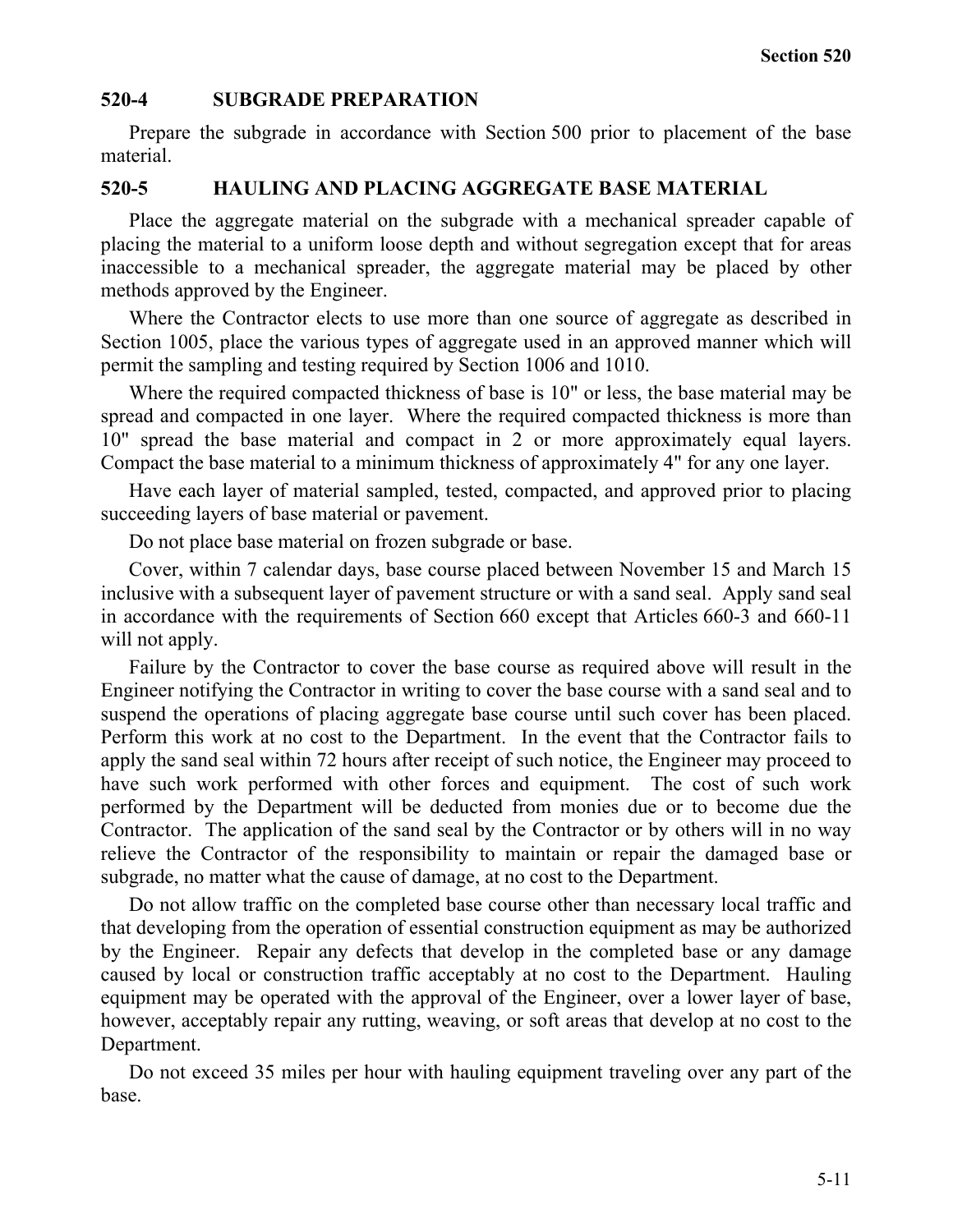## 520-4 SUBGRADE PREPARATION

Prepare the subgrade in accordance with Section 500 prior to placement of the base material.

## 520-5 HAULING AND PLACING AGGREGATE BASE MATERIAL

Place the aggregate material on the subgrade with a mechanical spreader capable of placing the material to a uniform loose depth and without segregation except that for areas inaccessible to a mechanical spreader, the aggregate material may be placed by other methods approved by the Engineer.

Where the Contractor elects to use more than one source of aggregate as described in Section 1005, place the various types of aggregate used in an approved manner which will permit the sampling and testing required by Section 1006 and 1010.

Where the required compacted thickness of base is 10" or less, the base material may be spread and compacted in one layer. Where the required compacted thickness is more than 10" spread the base material and compact in 2 or more approximately equal layers. Compact the base material to a minimum thickness of approximately 4" for any one layer.

Have each layer of material sampled, tested, compacted, and approved prior to placing succeeding layers of base material or pavement.

Do not place base material on frozen subgrade or base.

Cover, within 7 calendar days, base course placed between November 15 and March 15 inclusive with a subsequent layer of pavement structure or with a sand seal. Apply sand seal in accordance with the requirements of Section 660 except that Articles 660-3 and 660-11 will not apply.

Failure by the Contractor to cover the base course as required above will result in the Engineer notifying the Contractor in writing to cover the base course with a sand seal and to suspend the operations of placing aggregate base course until such cover has been placed. Perform this work at no cost to the Department. In the event that the Contractor fails to apply the sand seal within 72 hours after receipt of such notice, the Engineer may proceed to have such work performed with other forces and equipment. The cost of such work performed by the Department will be deducted from monies due or to become due the Contractor. The application of the sand seal by the Contractor or by others will in no way relieve the Contractor of the responsibility to maintain or repair the damaged base or subgrade, no matter what the cause of damage, at no cost to the Department.

Do not allow traffic on the completed base course other than necessary local traffic and that developing from the operation of essential construction equipment as may be authorized by the Engineer. Repair any defects that develop in the completed base or any damage caused by local or construction traffic acceptably at no cost to the Department. Hauling equipment may be operated with the approval of the Engineer, over a lower layer of base, however, acceptably repair any rutting, weaving, or soft areas that develop at no cost to the Department.

Do not exceed 35 miles per hour with hauling equipment traveling over any part of the base.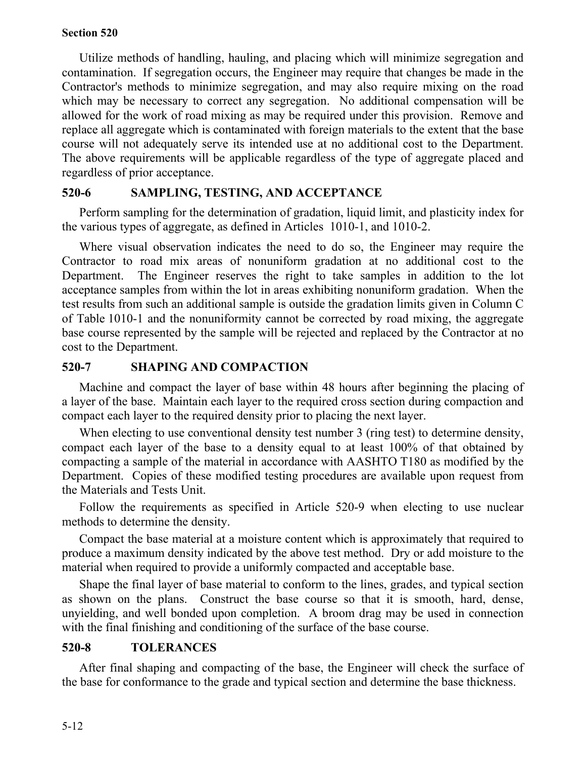Utilize methods of handling, hauling, and placing which will minimize segregation and contamination. If segregation occurs, the Engineer may require that changes be made in the Contractor's methods to minimize segregation, and may also require mixing on the road which may be necessary to correct any segregation. No additional compensation will be allowed for the work of road mixing as may be required under this provision. Remove and replace all aggregate which is contaminated with foreign materials to the extent that the base course will not adequately serve its intended use at no additional cost to the Department. The above requirements will be applicable regardless of the type of aggregate placed and regardless of prior acceptance.

## 520-6 SAMPLING, TESTING, AND ACCEPTANCE

Perform sampling for the determination of gradation, liquid limit, and plasticity index for the various types of aggregate, as defined in Articles 1010-1, and 1010-2.

Where visual observation indicates the need to do so, the Engineer may require the Contractor to road mix areas of nonuniform gradation at no additional cost to the Department. The Engineer reserves the right to take samples in addition to the lot acceptance samples from within the lot in areas exhibiting nonuniform gradation. When the test results from such an additional sample is outside the gradation limits given in Column C of Table 1010-1 and the nonuniformity cannot be corrected by road mixing, the aggregate base course represented by the sample will be rejected and replaced by the Contractor at no cost to the Department.

## 520-7 SHAPING AND COMPACTION

Machine and compact the layer of base within 48 hours after beginning the placing of a layer of the base. Maintain each layer to the required cross section during compaction and compact each layer to the required density prior to placing the next layer.

When electing to use conventional density test number 3 (ring test) to determine density, compact each layer of the base to a density equal to at least 100% of that obtained by compacting a sample of the material in accordance with AASHTO T180 as modified by the Department. Copies of these modified testing procedures are available upon request from the Materials and Tests Unit.

Follow the requirements as specified in Article 520-9 when electing to use nuclear methods to determine the density.

Compact the base material at a moisture content which is approximately that required to produce a maximum density indicated by the above test method. Dry or add moisture to the material when required to provide a uniformly compacted and acceptable base.

Shape the final layer of base material to conform to the lines, grades, and typical section as shown on the plans. Construct the base course so that it is smooth, hard, dense, unyielding, and well bonded upon completion. A broom drag may be used in connection with the final finishing and conditioning of the surface of the base course.

## 520-8 TOLERANCES

After final shaping and compacting of the base, the Engineer will check the surface of the base for conformance to the grade and typical section and determine the base thickness.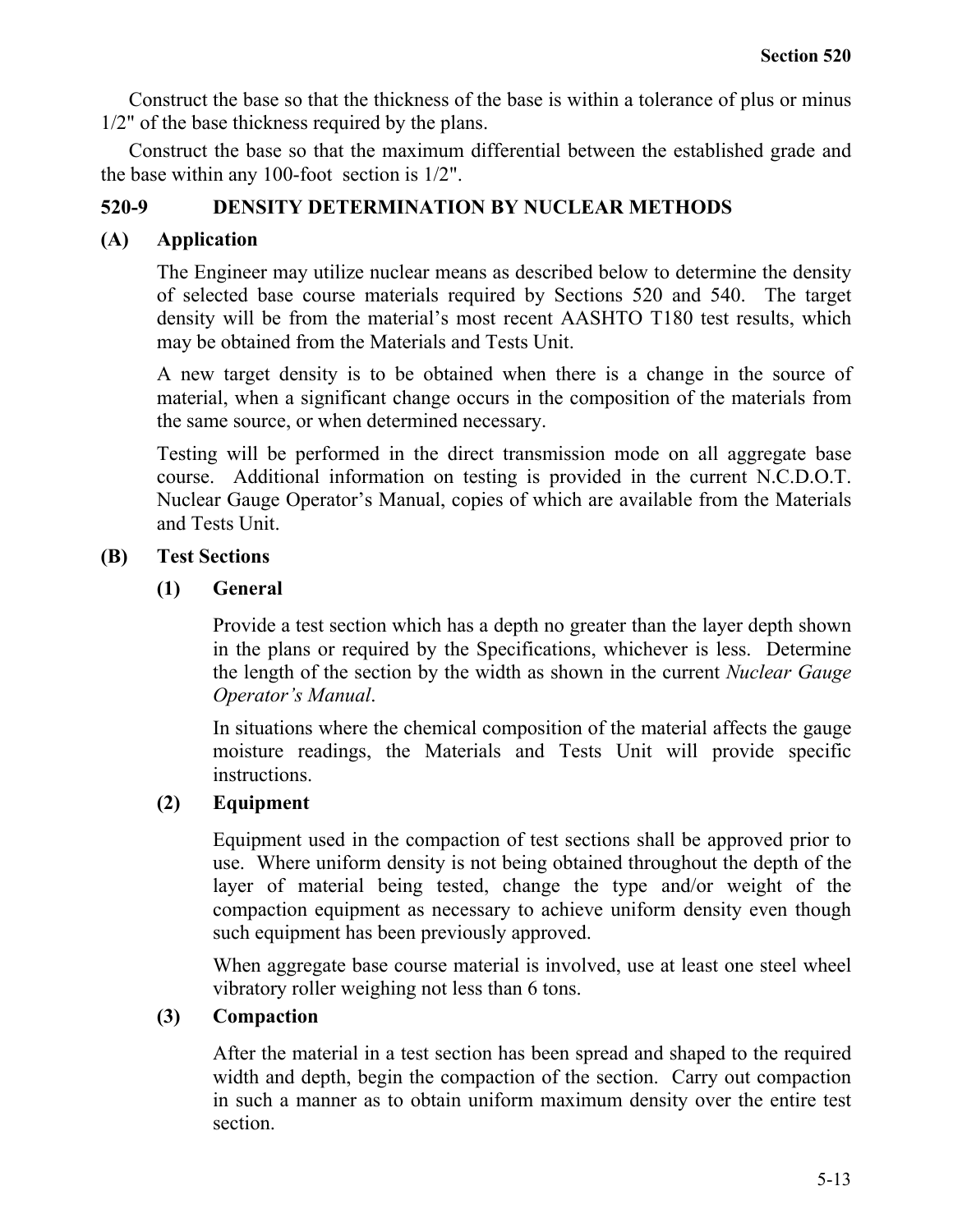Construct the base so that the thickness of the base is within a tolerance of plus or minus 1/2" of the base thickness required by the plans.

Construct the base so that the maximum differential between the established grade and the base within any 100-foot section is 1/2".

## 520-9 DENSITY DETERMINATION BY NUCLEAR METHODS

### (A) Application

The Engineer may utilize nuclear means as described below to determine the density of selected base course materials required by Sections 520 and 540. The target density will be from the material's most recent AASHTO T180 test results, which may be obtained from the Materials and Tests Unit.

A new target density is to be obtained when there is a change in the source of material, when a significant change occurs in the composition of the materials from the same source, or when determined necessary.

Testing will be performed in the direct transmission mode on all aggregate base course. Additional information on testing is provided in the current N.C.D.O.T. Nuclear Gauge Operator's Manual, copies of which are available from the Materials and Tests Unit.

### (B) Test Sections

#### (1) General

Provide a test section which has a depth no greater than the layer depth shown in the plans or required by the Specifications, whichever is less. Determine the length of the section by the width as shown in the current *Nuclear Gauge Operator's Manual*.

In situations where the chemical composition of the material affects the gauge moisture readings, the Materials and Tests Unit will provide specific instructions.

#### (2) Equipment

Equipment used in the compaction of test sections shall be approved prior to use. Where uniform density is not being obtained throughout the depth of the layer of material being tested, change the type and/or weight of the compaction equipment as necessary to achieve uniform density even though such equipment has been previously approved.

When aggregate base course material is involved, use at least one steel wheel vibratory roller weighing not less than 6 tons.

#### (3) Compaction

After the material in a test section has been spread and shaped to the required width and depth, begin the compaction of the section. Carry out compaction in such a manner as to obtain uniform maximum density over the entire test section.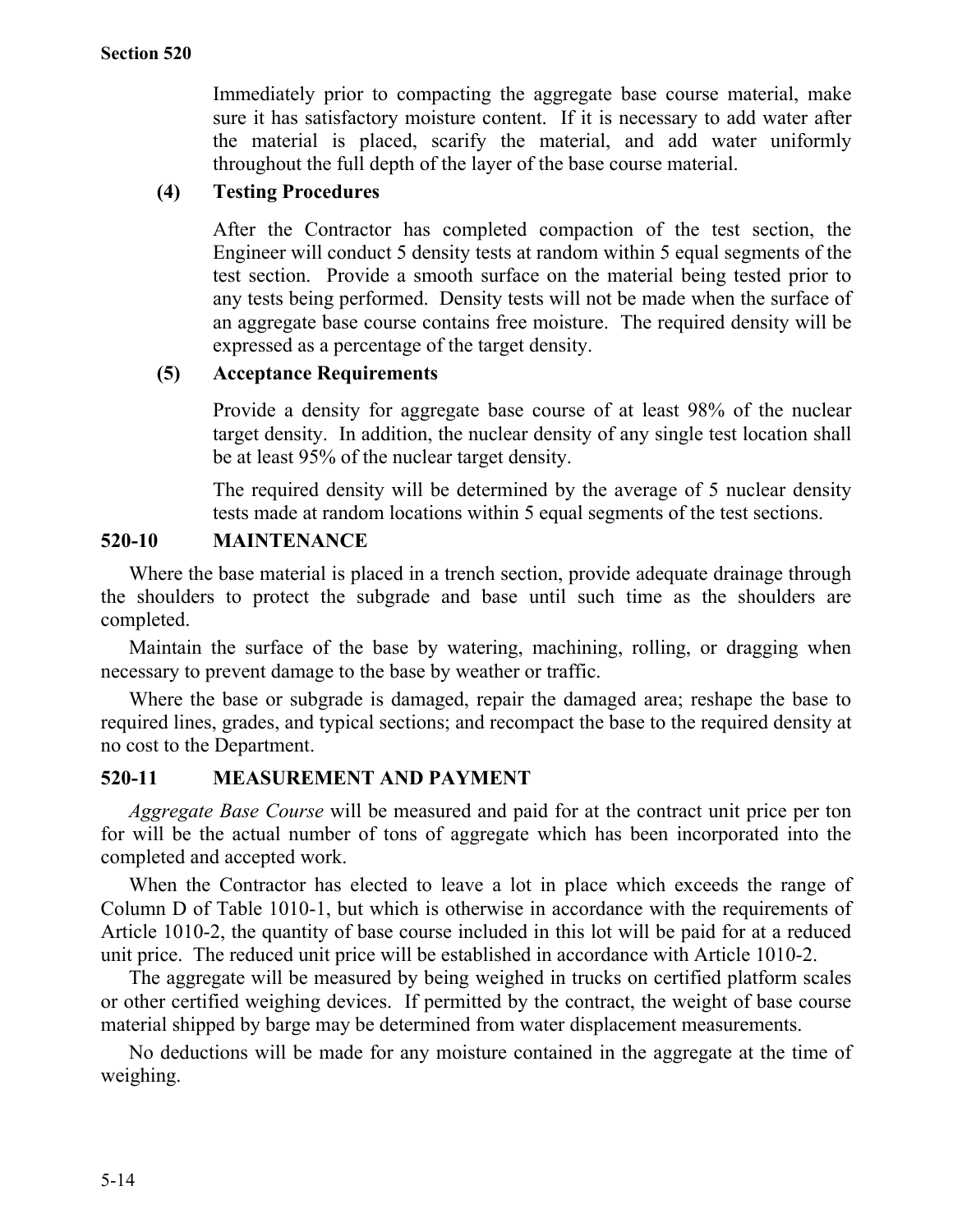Immediately prior to compacting the aggregate base course material, make sure it has satisfactory moisture content. If it is necessary to add water after the material is placed, scarify the material, and add water uniformly throughout the full depth of the layer of the base course material.

**(4) Testing Procedures**

After the Contractor has completed compaction of the test section, the Engineer will conduct 5 density tests at random within 5 equal segments of the test section. Provide a smooth surface on the material being tested prior to any tests being performed. Density tests will not be made when the surface of an aggregate base course contains free moisture. The required density will be expressed as a percentage of the target density.

**(5) Acceptance Requirements**

Provide a density for aggregate base course of at least 98% of the nuclear target density. In addition, the nuclear density of any single test location shall be at least 95% of the nuclear target density.

The required density will be determined by the average of 5 nuclear density tests made at random locations within 5 equal segments of the test sections.

## 520-10 MAINTENANCE

Where the base material is placed in a trench section, provide adequate drainage through the shoulders to protect the subgrade and base until such time as the shoulders are completed.

Maintain the surface of the base by watering, machining, rolling, or dragging when necessary to prevent damage to the base by weather or traffic.

Where the base or subgrade is damaged, repair the damaged area; reshape the base to required lines, grades, and typical sections; and recompact the base to the required density at no cost to the Department.

## 520-11 MEASUREMENT AND PAYMENT

*Aggregate Base Course* will be measured and paid for at the contract unit price per ton for will be the actual number of tons of aggregate which has been incorporated into the completed and accepted work.

When the Contractor has elected to leave a lot in place which exceeds the range of Column D of Table 1010-1, but which is otherwise in accordance with the requirements of Article 1010-2, the quantity of base course included in this lot will be paid for at a reduced unit price. The reduced unit price will be established in accordance with Article 1010-2.

The aggregate will be measured by being weighed in trucks on certified platform scales or other certified weighing devices. If permitted by the contract, the weight of base course material shipped by barge may be determined from water displacement measurements.

No deductions will be made for any moisture contained in the aggregate at the time of weighing.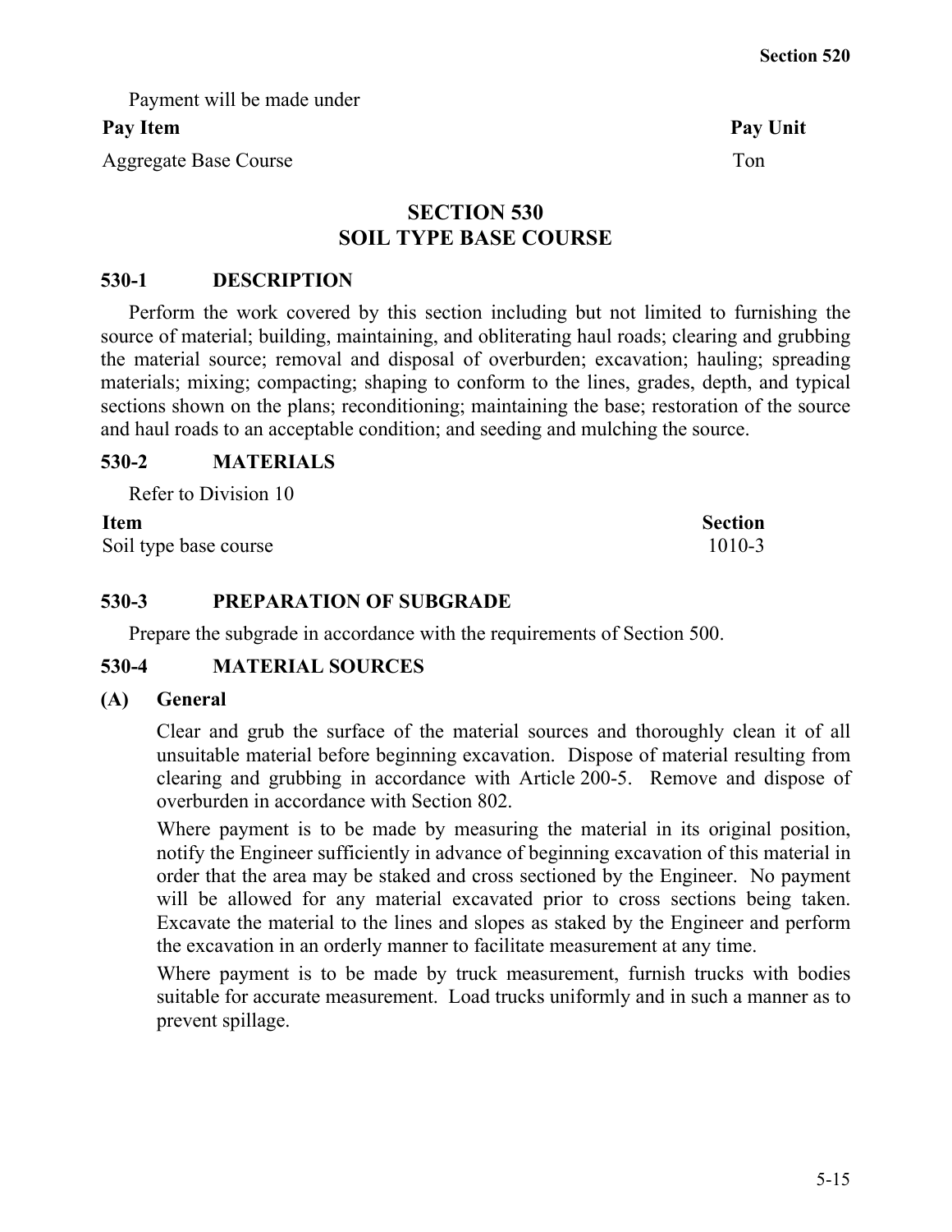Payment will be made under

| Pay Item | Pay Unit |
| --- | --- |
| Aggregate Base Course | Ton |

# SECTION 530
# SOIL TYPE BASE COURSE

## 530-1 DESCRIPTION

Perform the work covered by this section including but not limited to furnishing the source of material; building, maintaining, and obliterating haul roads; clearing and grubbing the material source; removal and disposal of overburden; excavation; hauling; spreading materials; mixing; compacting; shaping to conform to the lines, grades, depth, and typical sections shown on the plans; reconditioning; maintaining the base; restoration of the source and haul roads to an acceptable condition; and seeding and mulching the source.

## 530-2 MATERIALS

Refer to Division 10

| Item | Section |
| --- | --- |
| Soil type base course | 1010-3 |

## 530-3 PREPARATION OF SUBGRADE

Prepare the subgrade in accordance with the requirements of Section 500.

## 530-4 MATERIAL SOURCES

### (A) General

Clear and grub the surface of the material sources and thoroughly clean it of all unsuitable material before beginning excavation. Dispose of material resulting from clearing and grubbing in accordance with Article 200-5. Remove and dispose of overburden in accordance with Section 802.

Where payment is to be made by measuring the material in its original position, notify the Engineer sufficiently in advance of beginning excavation of this material in order that the area may be staked and cross sectioned by the Engineer. No payment will be allowed for any material excavated prior to cross sections being taken. Excavate the material to the lines and slopes as staked by the Engineer and perform the excavation in an orderly manner to facilitate measurement at any time.

Where payment is to be made by truck measurement, furnish trucks with bodies suitable for accurate measurement. Load trucks uniformly and in such a manner as to prevent spillage.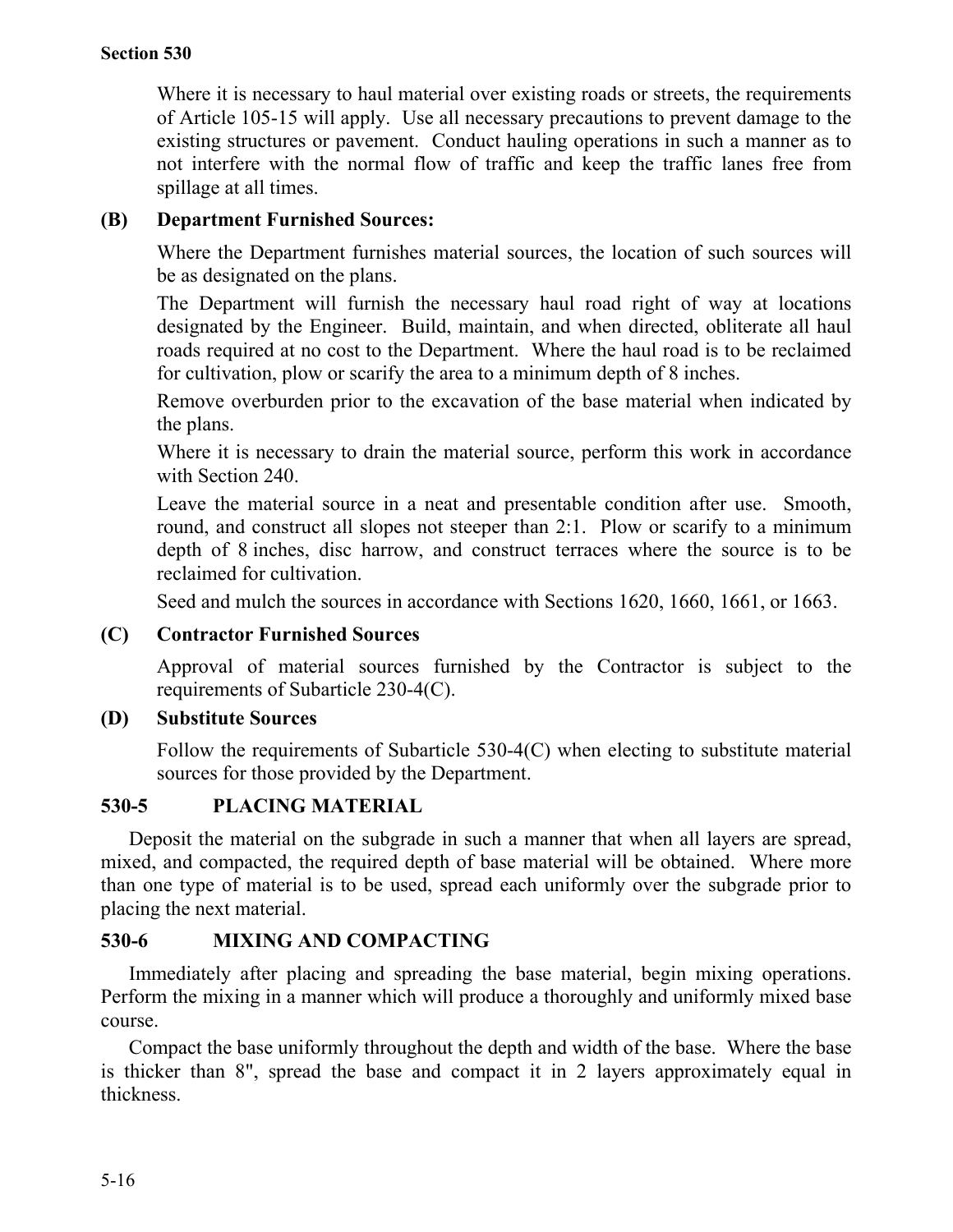Where it is necessary to haul material over existing roads or streets, the requirements of Article 105-15 will apply. Use all necessary precautions to prevent damage to the existing structures or pavement. Conduct hauling operations in such a manner as to not interfere with the normal flow of traffic and keep the traffic lanes free from spillage at all times.

**(B) Department Furnished Sources:**

Where the Department furnishes material sources, the location of such sources will be as designated on the plans.

The Department will furnish the necessary haul road right of way at locations designated by the Engineer. Build, maintain, and when directed, obliterate all haul roads required at no cost to the Department. Where the haul road is to be reclaimed for cultivation, plow or scarify the area to a minimum depth of 8 inches.

Remove overburden prior to the excavation of the base material when indicated by the plans.

Where it is necessary to drain the material source, perform this work in accordance with Section 240.

Leave the material source in a neat and presentable condition after use. Smooth, round, and construct all slopes not steeper than 2:1. Plow or scarify to a minimum depth of 8 inches, disc harrow, and construct terraces where the source is to be reclaimed for cultivation.

Seed and mulch the sources in accordance with Sections 1620, 1660, 1661, or 1663.

**(C) Contractor Furnished Sources**

Approval of material sources furnished by the Contractor is subject to the requirements of Subarticle 230-4(C).

**(D) Substitute Sources**

Follow the requirements of Subarticle 530-4(C) when electing to substitute material sources for those provided by the Department.

## 530-5 PLACING MATERIAL

Deposit the material on the subgrade in such a manner that when all layers are spread, mixed, and compacted, the required depth of base material will be obtained. Where more than one type of material is to be used, spread each uniformly over the subgrade prior to placing the next material.

## 530-6 MIXING AND COMPACTING

Immediately after placing and spreading the base material, begin mixing operations. Perform the mixing in a manner which will produce a thoroughly and uniformly mixed base course.

Compact the base uniformly throughout the depth and width of the base. Where the base is thicker than 8", spread the base and compact it in 2 layers approximately equal in thickness.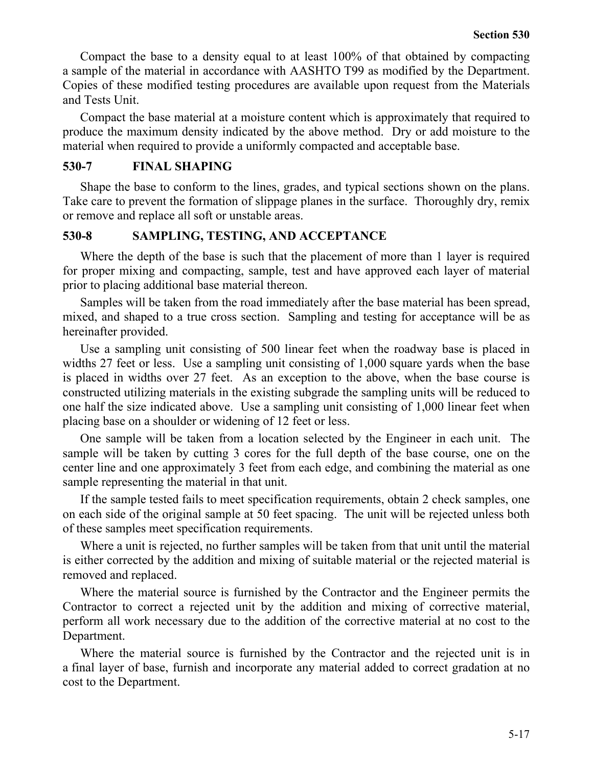Compact the base to a density equal to at least 100% of that obtained by compacting a sample of the material in accordance with AASHTO T99 as modified by the Department. Copies of these modified testing procedures are available upon request from the Materials and Tests Unit.

Compact the base material at a moisture content which is approximately that required to produce the maximum density indicated by the above method. Dry or add moisture to the material when required to provide a uniformly compacted and acceptable base.

## 530-7 FINAL SHAPING

Shape the base to conform to the lines, grades, and typical sections shown on the plans. Take care to prevent the formation of slippage planes in the surface. Thoroughly dry, remix or remove and replace all soft or unstable areas.

## 530-8 SAMPLING, TESTING, AND ACCEPTANCE

Where the depth of the base is such that the placement of more than 1 layer is required for proper mixing and compacting, sample, test and have approved each layer of material prior to placing additional base material thereon.

Samples will be taken from the road immediately after the base material has been spread, mixed, and shaped to a true cross section. Sampling and testing for acceptance will be as hereinafter provided.

Use a sampling unit consisting of 500 linear feet when the roadway base is placed in widths 27 feet or less. Use a sampling unit consisting of 1,000 square yards when the base is placed in widths over 27 feet. As an exception to the above, when the base course is constructed utilizing materials in the existing subgrade the sampling units will be reduced to one half the size indicated above. Use a sampling unit consisting of 1,000 linear feet when placing base on a shoulder or widening of 12 feet or less.

One sample will be taken from a location selected by the Engineer in each unit. The sample will be taken by cutting 3 cores for the full depth of the base course, one on the center line and one approximately 3 feet from each edge, and combining the material as one sample representing the material in that unit.

If the sample tested fails to meet specification requirements, obtain 2 check samples, one on each side of the original sample at 50 feet spacing. The unit will be rejected unless both of these samples meet specification requirements.

Where a unit is rejected, no further samples will be taken from that unit until the material is either corrected by the addition and mixing of suitable material or the rejected material is removed and replaced.

Where the material source is furnished by the Contractor and the Engineer permits the Contractor to correct a rejected unit by the addition and mixing of corrective material, perform all work necessary due to the addition of the corrective material at no cost to the Department.

Where the material source is furnished by the Contractor and the rejected unit is in a final layer of base, furnish and incorporate any material added to correct gradation at no cost to the Department.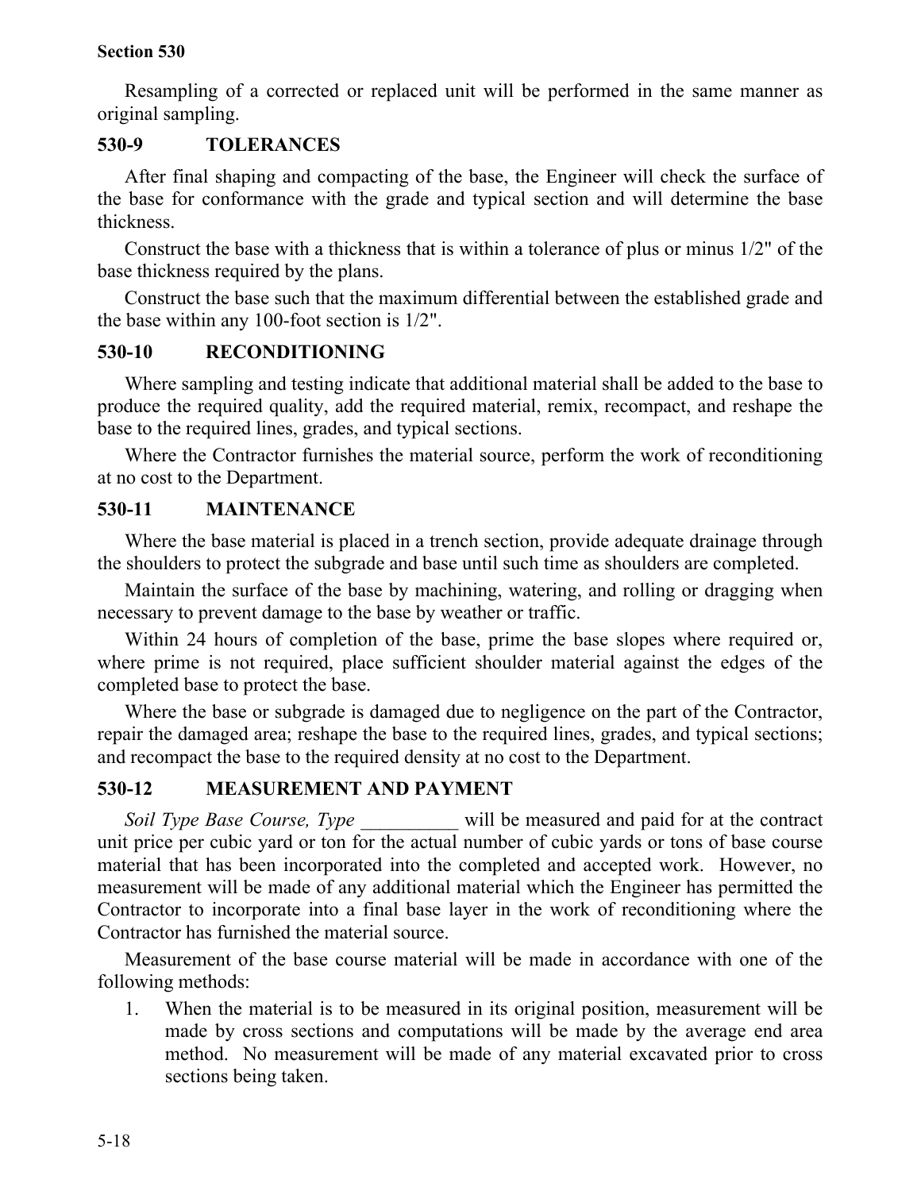Resampling of a corrected or replaced unit will be performed in the same manner as original sampling.

## 530-9 TOLERANCES

After final shaping and compacting of the base, the Engineer will check the surface of the base for conformance with the grade and typical section and will determine the base thickness.

Construct the base with a thickness that is within a tolerance of plus or minus 1/2" of the base thickness required by the plans.

Construct the base such that the maximum differential between the established grade and the base within any 100-foot section is 1/2".

## 530-10 RECONDITIONING

Where sampling and testing indicate that additional material shall be added to the base to produce the required quality, add the required material, remix, recompact, and reshape the base to the required lines, grades, and typical sections.

Where the Contractor furnishes the material source, perform the work of reconditioning at no cost to the Department.

## 530-11 MAINTENANCE

Where the base material is placed in a trench section, provide adequate drainage through the shoulders to protect the subgrade and base until such time as shoulders are completed.

Maintain the surface of the base by machining, watering, and rolling or dragging when necessary to prevent damage to the base by weather or traffic.

Within 24 hours of completion of the base, prime the base slopes where required or, where prime is not required, place sufficient shoulder material against the edges of the completed base to protect the base.

Where the base or subgrade is damaged due to negligence on the part of the Contractor, repair the damaged area; reshape the base to the required lines, grades, and typical sections; and recompact the base to the required density at no cost to the Department.

## 530-12 MEASUREMENT AND PAYMENT

*Soil Type Base Course, Type* __________ will be measured and paid for at the contract unit price per cubic yard or ton for the actual number of cubic yards or tons of base course material that has been incorporated into the completed and accepted work. However, no measurement will be made of any additional material which the Engineer has permitted the Contractor to incorporate into a final base layer in the work of reconditioning where the Contractor has furnished the material source.

Measurement of the base course material will be made in accordance with one of the following methods:

1. When the material is to be measured in its original position, measurement will be made by cross sections and computations will be made by the average end area method. No measurement will be made of any material excavated prior to cross sections being taken.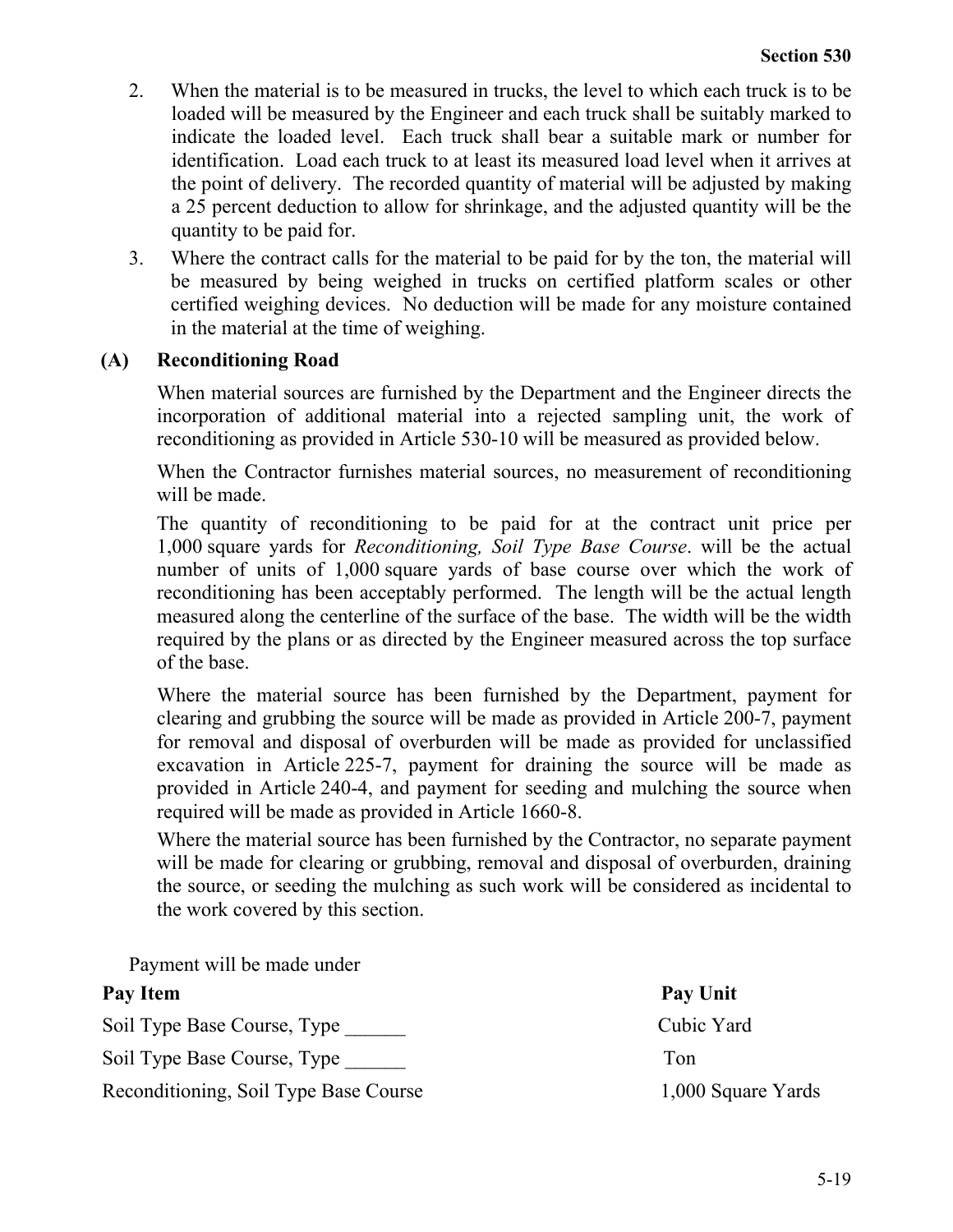2. When the material is to be measured in trucks, the level to which each truck is to be loaded will be measured by the Engineer and each truck shall be suitably marked to indicate the loaded level. Each truck shall bear a suitable mark or number for identification. Load each truck to at least its measured load level when it arrives at the point of delivery. The recorded quantity of material will be adjusted by making a 25 percent deduction to allow for shrinkage, and the adjusted quantity will be the quantity to be paid for.
3. Where the contract calls for the material to be paid for by the ton, the material will be measured by being weighed in trucks on certified platform scales or other certified weighing devices. No deduction will be made for any moisture contained in the material at the time of weighing.

**(A) Reconditioning Road**

When material sources are furnished by the Department and the Engineer directs the incorporation of additional material into a rejected sampling unit, the work of reconditioning as provided in Article 530-10 will be measured as provided below.

When the Contractor furnishes material sources, no measurement of reconditioning will be made.

The quantity of reconditioning to be paid for at the contract unit price per 1,000 square yards for *Reconditioning, Soil Type Base Course*. will be the actual number of units of 1,000 square yards of base course over which the work of reconditioning has been acceptably performed. The length will be the actual length measured along the centerline of the surface of the base. The width will be the width required by the plans or as directed by the Engineer measured across the top surface of the base.

Where the material source has been furnished by the Department, payment for clearing and grubbing the source will be made as provided in Article 200-7, payment for removal and disposal of overburden will be made as provided for unclassified excavation in Article 225-7, payment for draining the source will be made as provided in Article 240-4, and payment for seeding and mulching the source when required will be made as provided in Article 1660-8.

Where the material source has been furnished by the Contractor, no separate payment will be made for clearing or grubbing, removal and disposal of overburden, draining the source, or seeding the mulching as such work will be considered as incidental to the work covered by this section.

Payment will be made under

| **Pay Item** | **Pay Unit** |
|---|---|
| Soil Type Base Course, Type ______ | Cubic Yard |
| Soil Type Base Course, Type ______ | Ton |
| Reconditioning, Soil Type Base Course | 1,000 Square Yards |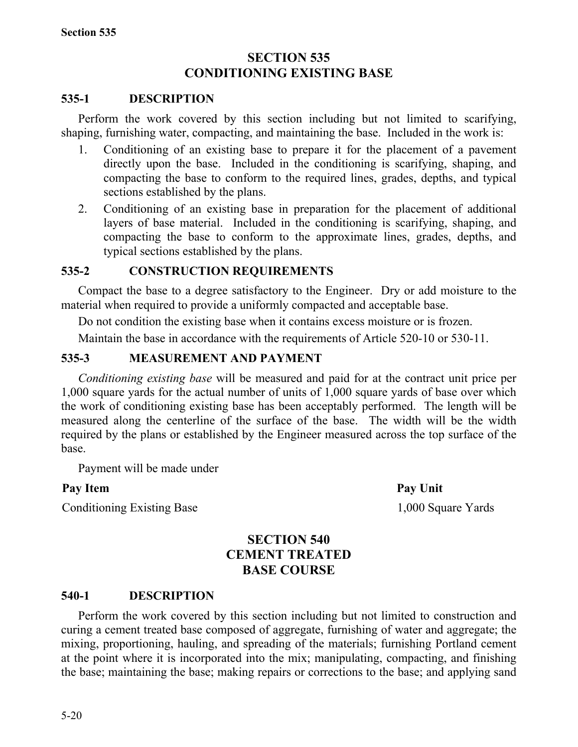# SECTION 535
# CONDITIONING EXISTING BASE

## 535-1 DESCRIPTION

Perform the work covered by this section including but not limited to scarifying, shaping, furnishing water, compacting, and maintaining the base. Included in the work is:

1. Conditioning of an existing base to prepare it for the placement of a pavement directly upon the base. Included in the conditioning is scarifying, shaping, and compacting the base to conform to the required lines, grades, depths, and typical sections established by the plans.
2. Conditioning of an existing base in preparation for the placement of additional layers of base material. Included in the conditioning is scarifying, shaping, and compacting the base to conform to the approximate lines, grades, depths, and typical sections established by the plans.

## 535-2 CONSTRUCTION REQUIREMENTS

Compact the base to a degree satisfactory to the Engineer. Dry or add moisture to the material when required to provide a uniformly compacted and acceptable base.

Do not condition the existing base when it contains excess moisture or is frozen.

Maintain the base in accordance with the requirements of Article 520-10 or 530-11.

## 535-3 MEASUREMENT AND PAYMENT

*Conditioning existing base* will be measured and paid for at the contract unit price per 1,000 square yards for the actual number of units of 1,000 square yards of base over which the work of conditioning existing base has been acceptably performed. The length will be measured along the centerline of the surface of the base. The width will be the width required by the plans or established by the Engineer measured across the top surface of the base.

Payment will be made under

| Pay Item | Pay Unit |
|---|---|
| Conditioning Existing Base | 1,000 Square Yards |

# SECTION 540
# CEMENT TREATED BASE COURSE

## 540-1 DESCRIPTION

Perform the work covered by this section including but not limited to construction and curing a cement treated base composed of aggregate, furnishing of water and aggregate; the mixing, proportioning, hauling, and spreading of the materials; furnishing Portland cement at the point where it is incorporated into the mix; manipulating, compacting, and finishing the base; maintaining the base; making repairs or corrections to the base; and applying sand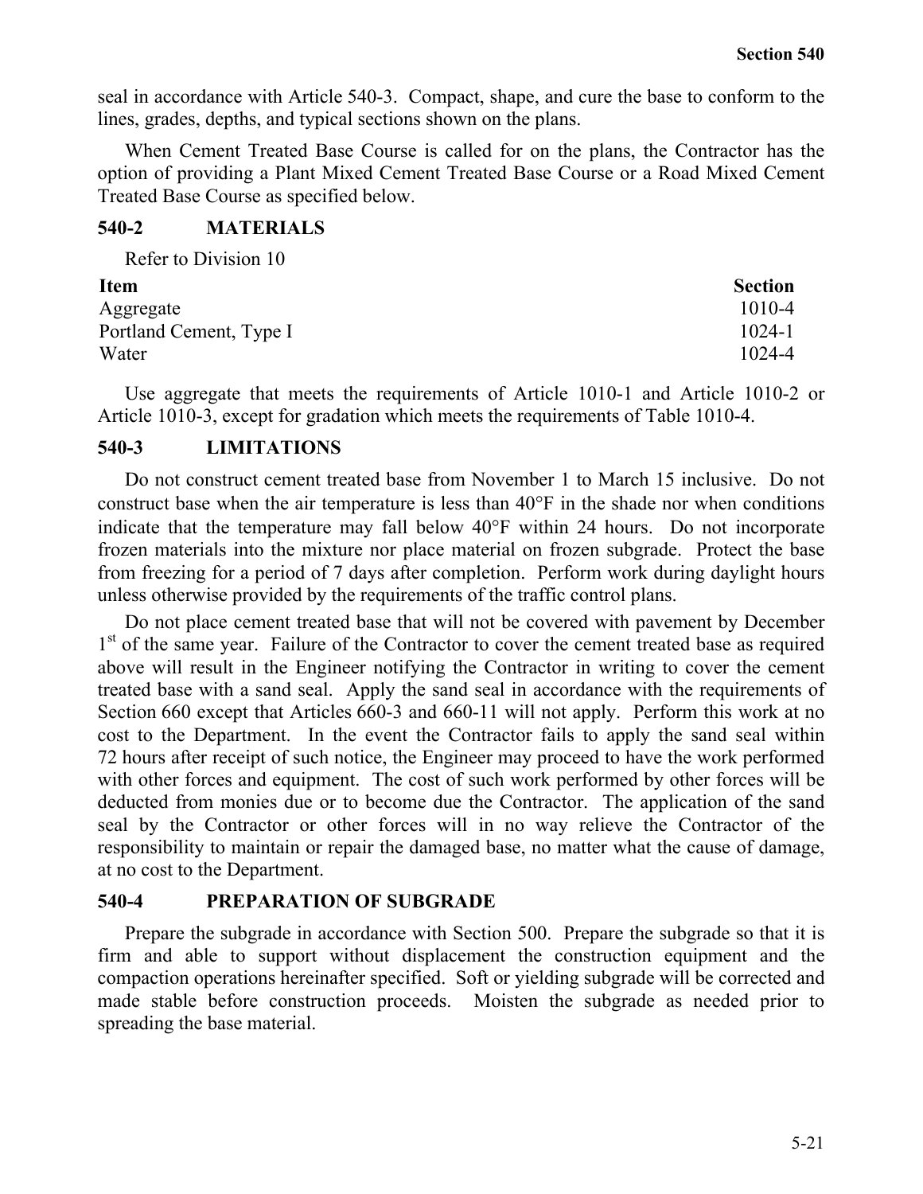seal in accordance with Article 540-3. Compact, shape, and cure the base to conform to the lines, grades, depths, and typical sections shown on the plans.

When Cement Treated Base Course is called for on the plans, the Contractor has the option of providing a Plant Mixed Cement Treated Base Course or a Road Mixed Cement Treated Base Course as specified below.

## 540-2 MATERIALS

Refer to Division 10

| Item | Section |
|---|---|
| Aggregate | 1010-4 |
| Portland Cement, Type I | 1024-1 |
| Water | 1024-4 |

Use aggregate that meets the requirements of Article 1010-1 and Article 1010-2 or Article 1010-3, except for gradation which meets the requirements of Table 1010-4.

## 540-3 LIMITATIONS

Do not construct cement treated base from November 1 to March 15 inclusive. Do not construct base when the air temperature is less than 40°F in the shade nor when conditions indicate that the temperature may fall below 40°F within 24 hours. Do not incorporate frozen materials into the mixture nor place material on frozen subgrade. Protect the base from freezing for a period of 7 days after completion. Perform work during daylight hours unless otherwise provided by the requirements of the traffic control plans.

Do not place cement treated base that will not be covered with pavement by December 1st of the same year. Failure of the Contractor to cover the cement treated base as required above will result in the Engineer notifying the Contractor in writing to cover the cement treated base with a sand seal. Apply the sand seal in accordance with the requirements of Section 660 except that Articles 660-3 and 660-11 will not apply. Perform this work at no cost to the Department. In the event the Contractor fails to apply the sand seal within 72 hours after receipt of such notice, the Engineer may proceed to have the work performed with other forces and equipment. The cost of such work performed by other forces will be deducted from monies due or to become due the Contractor. The application of the sand seal by the Contractor or other forces will in no way relieve the Contractor of the responsibility to maintain or repair the damaged base, no matter what the cause of damage, at no cost to the Department.

## 540-4 PREPARATION OF SUBGRADE

Prepare the subgrade in accordance with Section 500. Prepare the subgrade so that it is firm and able to support without displacement the construction equipment and the compaction operations hereinafter specified. Soft or yielding subgrade will be corrected and made stable before construction proceeds. Moisten the subgrade as needed prior to spreading the base material.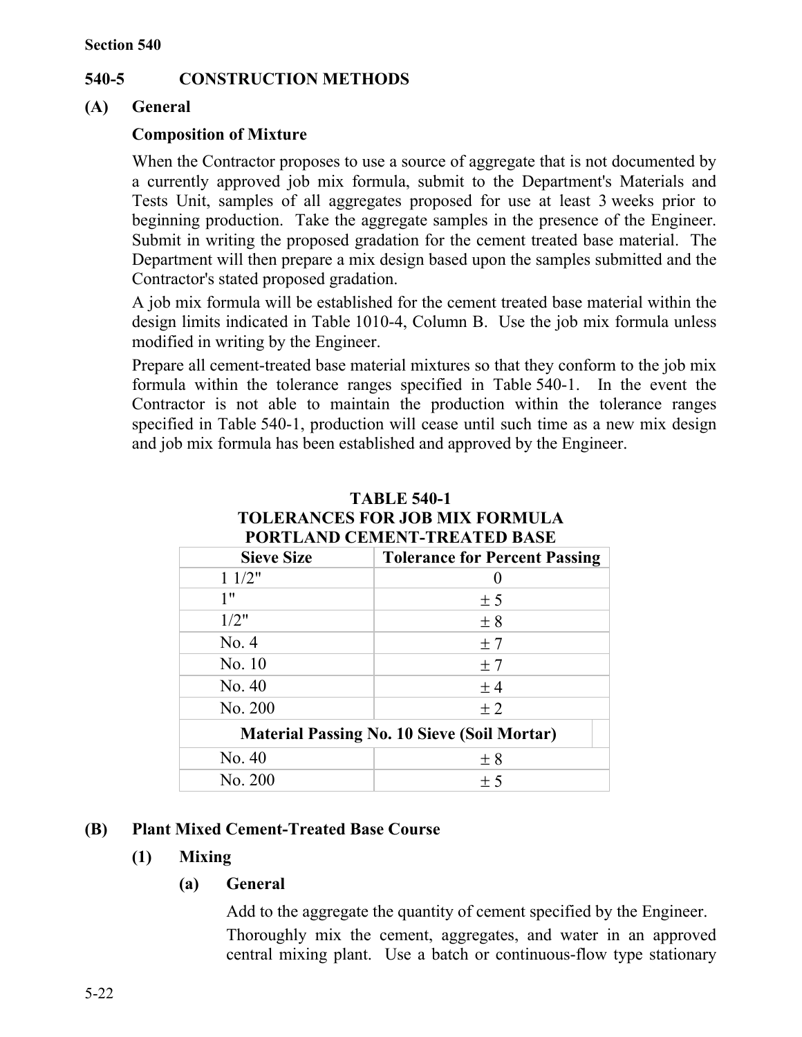## 540-5 CONSTRUCTION METHODS

### (A) General

**Composition of Mixture**

When the Contractor proposes to use a source of aggregate that is not documented by a currently approved job mix formula, submit to the Department's Materials and Tests Unit, samples of all aggregates proposed for use at least 3 weeks prior to beginning production. Take the aggregate samples in the presence of the Engineer. Submit in writing the proposed gradation for the cement treated base material. The Department will then prepare a mix design based upon the samples submitted and the Contractor's stated proposed gradation.

A job mix formula will be established for the cement treated base material within the design limits indicated in Table 1010-4, Column B. Use the job mix formula unless modified in writing by the Engineer.

Prepare all cement-treated base material mixtures so that they conform to the job mix formula within the tolerance ranges specified in Table 540-1. In the event the Contractor is not able to maintain the production within the tolerance ranges specified in Table 540-1, production will cease until such time as a new mix design and job mix formula has been established and approved by the Engineer.

**TABLE 540-1**
**TOLERANCES FOR JOB MIX FORMULA**
**PORTLAND CEMENT-TREATED BASE**

| Sieve Size | Tolerance for Percent Passing |
|---|---|
| 1 1/2" | 0 |
| 1" | ± 5 |
| 1/2" | ± 8 |
| No. 4 | ± 7 |
| No. 10 | ± 7 |
| No. 40 | ± 4 |
| No. 200 | ± 2 |
| **Material Passing No. 10 Sieve (Soil Mortar)** | |
| No. 40 | ± 8 |
| No. 200 | ± 5 |

### (B) Plant Mixed Cement-Treated Base Course

#### (1) Mixing

##### (a) General

Add to the aggregate the quantity of cement specified by the Engineer.

Thoroughly mix the cement, aggregates, and water in an approved central mixing plant. Use a batch or continuous-flow type stationary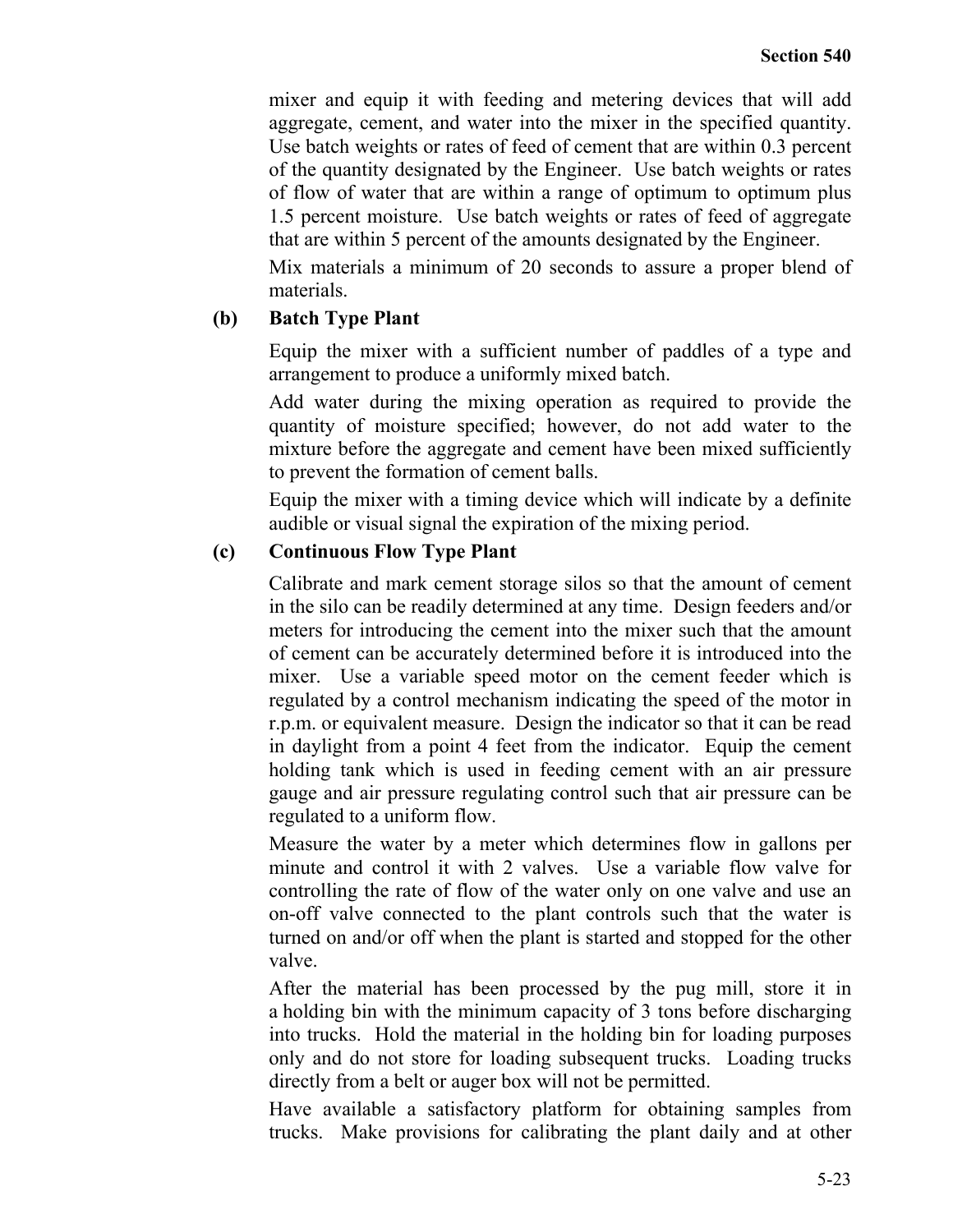mixer and equip it with feeding and metering devices that will add aggregate, cement, and water into the mixer in the specified quantity. Use batch weights or rates of feed of cement that are within 0.3 percent of the quantity designated by the Engineer. Use batch weights or rates of flow of water that are within a range of optimum to optimum plus 1.5 percent moisture. Use batch weights or rates of feed of aggregate that are within 5 percent of the amounts designated by the Engineer.

Mix materials a minimum of 20 seconds to assure a proper blend of materials.

**(b) Batch Type Plant**

Equip the mixer with a sufficient number of paddles of a type and arrangement to produce a uniformly mixed batch.

Add water during the mixing operation as required to provide the quantity of moisture specified; however, do not add water to the mixture before the aggregate and cement have been mixed sufficiently to prevent the formation of cement balls.

Equip the mixer with a timing device which will indicate by a definite audible or visual signal the expiration of the mixing period.

**(c) Continuous Flow Type Plant**

Calibrate and mark cement storage silos so that the amount of cement in the silo can be readily determined at any time. Design feeders and/or meters for introducing the cement into the mixer such that the amount of cement can be accurately determined before it is introduced into the mixer. Use a variable speed motor on the cement feeder which is regulated by a control mechanism indicating the speed of the motor in r.p.m. or equivalent measure. Design the indicator so that it can be read in daylight from a point 4 feet from the indicator. Equip the cement holding tank which is used in feeding cement with an air pressure gauge and air pressure regulating control such that air pressure can be regulated to a uniform flow.

Measure the water by a meter which determines flow in gallons per minute and control it with 2 valves. Use a variable flow valve for controlling the rate of flow of the water only on one valve and use an on-off valve connected to the plant controls such that the water is turned on and/or off when the plant is started and stopped for the other valve.

After the material has been processed by the pug mill, store it in a holding bin with the minimum capacity of 3 tons before discharging into trucks. Hold the material in the holding bin for loading purposes only and do not store for loading subsequent trucks. Loading trucks directly from a belt or auger box will not be permitted.

Have available a satisfactory platform for obtaining samples from trucks. Make provisions for calibrating the plant daily and at other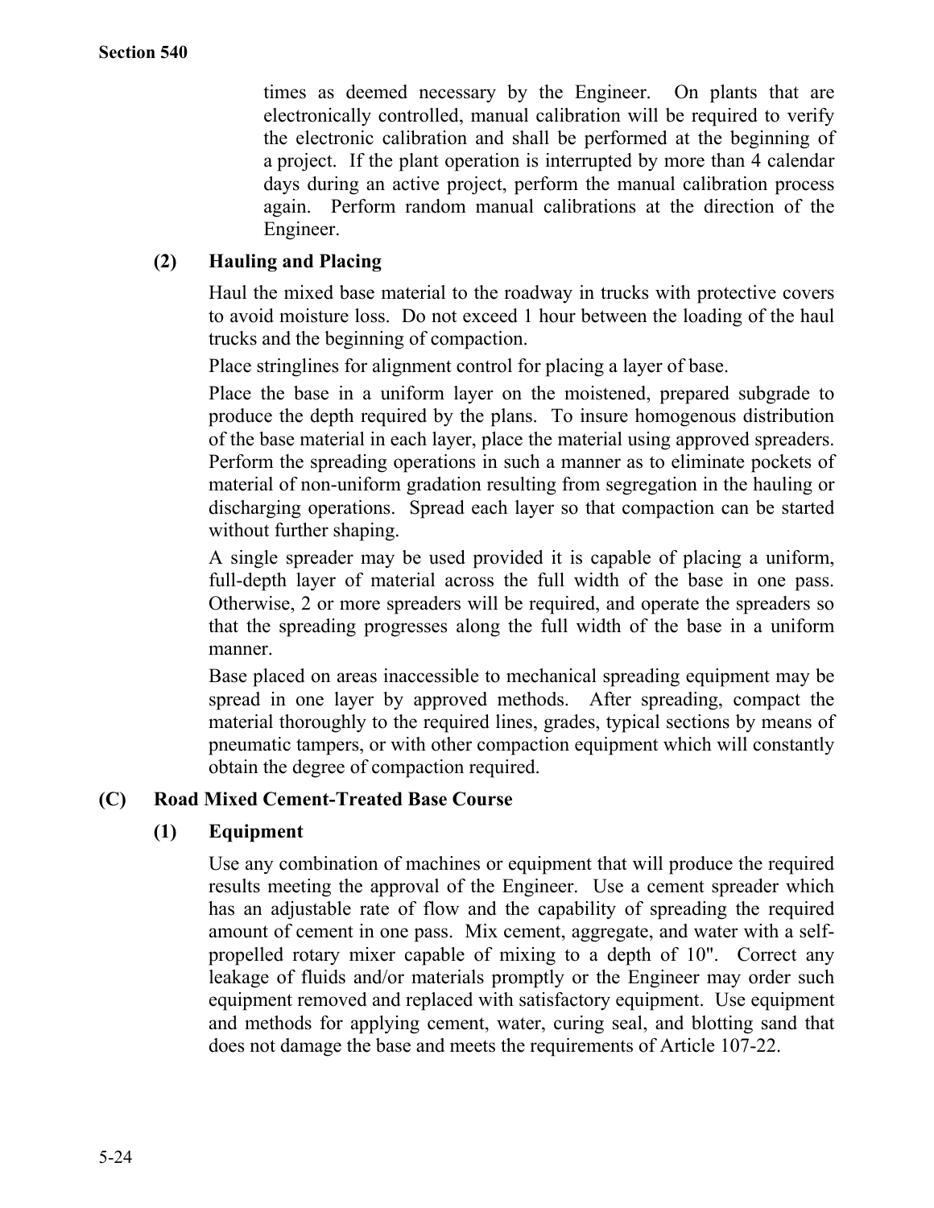times as deemed necessary by the Engineer. On plants that are electronically controlled, manual calibration will be required to verify the electronic calibration and shall be performed at the beginning of a project. If the plant operation is interrupted by more than 4 calendar days during an active project, perform the manual calibration process again. Perform random manual calibrations at the direction of the Engineer.

**(2) Hauling and Placing**

Haul the mixed base material to the roadway in trucks with protective covers to avoid moisture loss. Do not exceed 1 hour between the loading of the haul trucks and the beginning of compaction.

Place stringlines for alignment control for placing a layer of base.

Place the base in a uniform layer on the moistened, prepared subgrade to produce the depth required by the plans. To insure homogenous distribution of the base material in each layer, place the material using approved spreaders. Perform the spreading operations in such a manner as to eliminate pockets of material of non-uniform gradation resulting from segregation in the hauling or discharging operations. Spread each layer so that compaction can be started without further shaping.

A single spreader may be used provided it is capable of placing a uniform, full-depth layer of material across the full width of the base in one pass. Otherwise, 2 or more spreaders will be required, and operate the spreaders so that the spreading progresses along the full width of the base in a uniform manner.

Base placed on areas inaccessible to mechanical spreading equipment may be spread in one layer by approved methods. After spreading, compact the material thoroughly to the required lines, grades, typical sections by means of pneumatic tampers, or with other compaction equipment which will constantly obtain the degree of compaction required.

## (C) Road Mixed Cement-Treated Base Course

**(1) Equipment**

Use any combination of machines or equipment that will produce the required results meeting the approval of the Engineer. Use a cement spreader which has an adjustable rate of flow and the capability of spreading the required amount of cement in one pass. Mix cement, aggregate, and water with a self-propelled rotary mixer capable of mixing to a depth of 10". Correct any leakage of fluids and/or materials promptly or the Engineer may order such equipment removed and replaced with satisfactory equipment. Use equipment and methods for applying cement, water, curing seal, and blotting sand that does not damage the base and meets the requirements of Article 107-22.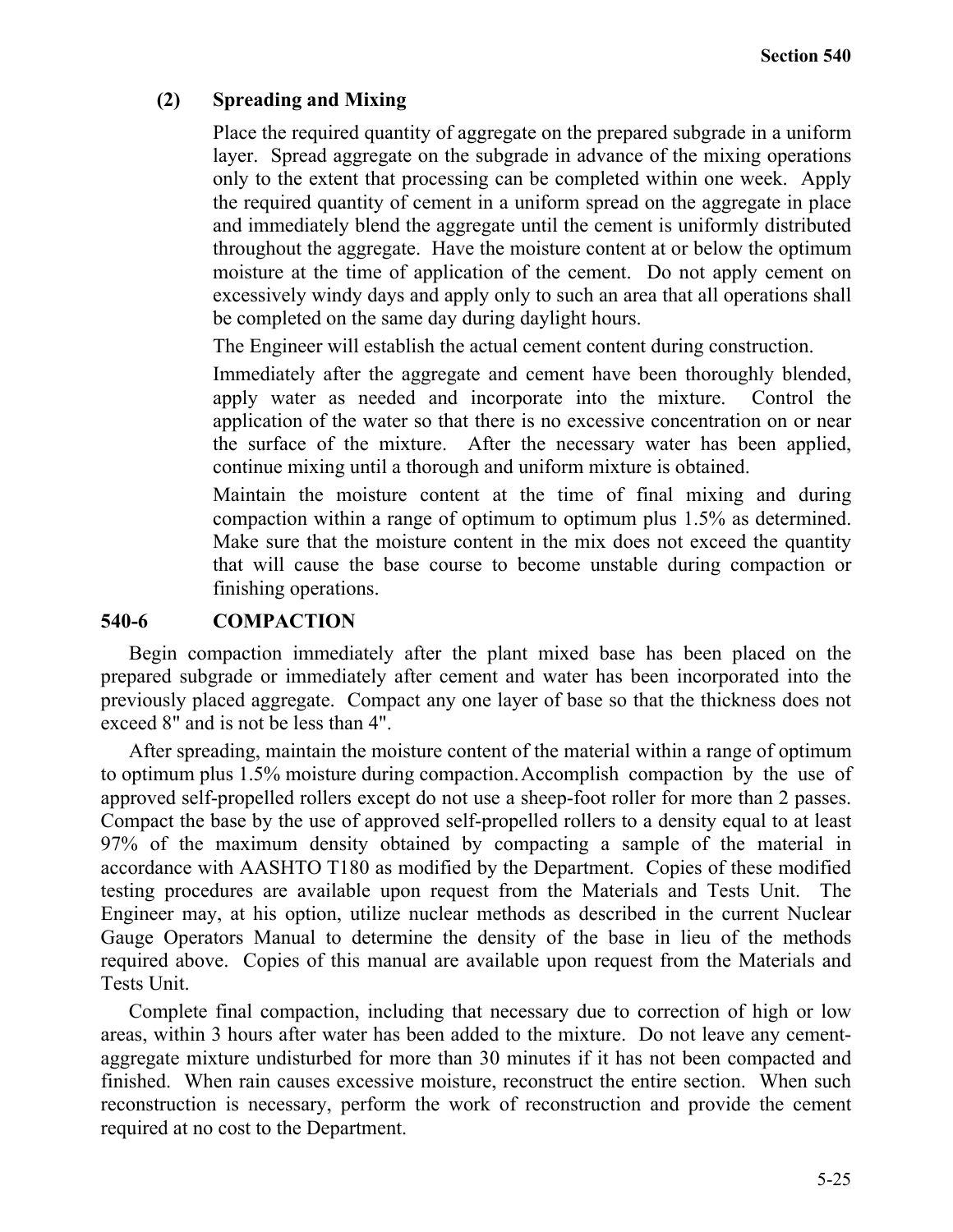### (2) Spreading and Mixing

Place the required quantity of aggregate on the prepared subgrade in a uniform layer. Spread aggregate on the subgrade in advance of the mixing operations only to the extent that processing can be completed within one week. Apply the required quantity of cement in a uniform spread on the aggregate in place and immediately blend the aggregate until the cement is uniformly distributed throughout the aggregate. Have the moisture content at or below the optimum moisture at the time of application of the cement. Do not apply cement on excessively windy days and apply only to such an area that all operations shall be completed on the same day during daylight hours.

The Engineer will establish the actual cement content during construction.

Immediately after the aggregate and cement have been thoroughly blended, apply water as needed and incorporate into the mixture. Control the application of the water so that there is no excessive concentration on or near the surface of the mixture. After the necessary water has been applied, continue mixing until a thorough and uniform mixture is obtained.

Maintain the moisture content at the time of final mixing and during compaction within a range of optimum to optimum plus 1.5% as determined. Make sure that the moisture content in the mix does not exceed the quantity that will cause the base course to become unstable during compaction or finishing operations.

## 540-6 COMPACTION

Begin compaction immediately after the plant mixed base has been placed on the prepared subgrade or immediately after cement and water has been incorporated into the previously placed aggregate. Compact any one layer of base so that the thickness does not exceed 8" and is not be less than 4".

After spreading, maintain the moisture content of the material within a range of optimum to optimum plus 1.5% moisture during compaction. Accomplish compaction by the use of approved self-propelled rollers except do not use a sheep-foot roller for more than 2 passes. Compact the base by the use of approved self-propelled rollers to a density equal to at least 97% of the maximum density obtained by compacting a sample of the material in accordance with AASHTO T180 as modified by the Department. Copies of these modified testing procedures are available upon request from the Materials and Tests Unit. The Engineer may, at his option, utilize nuclear methods as described in the current Nuclear Gauge Operators Manual to determine the density of the base in lieu of the methods required above. Copies of this manual are available upon request from the Materials and Tests Unit.

Complete final compaction, including that necessary due to correction of high or low areas, within 3 hours after water has been added to the mixture. Do not leave any cement-aggregate mixture undisturbed for more than 30 minutes if it has not been compacted and finished. When rain causes excessive moisture, reconstruct the entire section. When such reconstruction is necessary, perform the work of reconstruction and provide the cement required at no cost to the Department.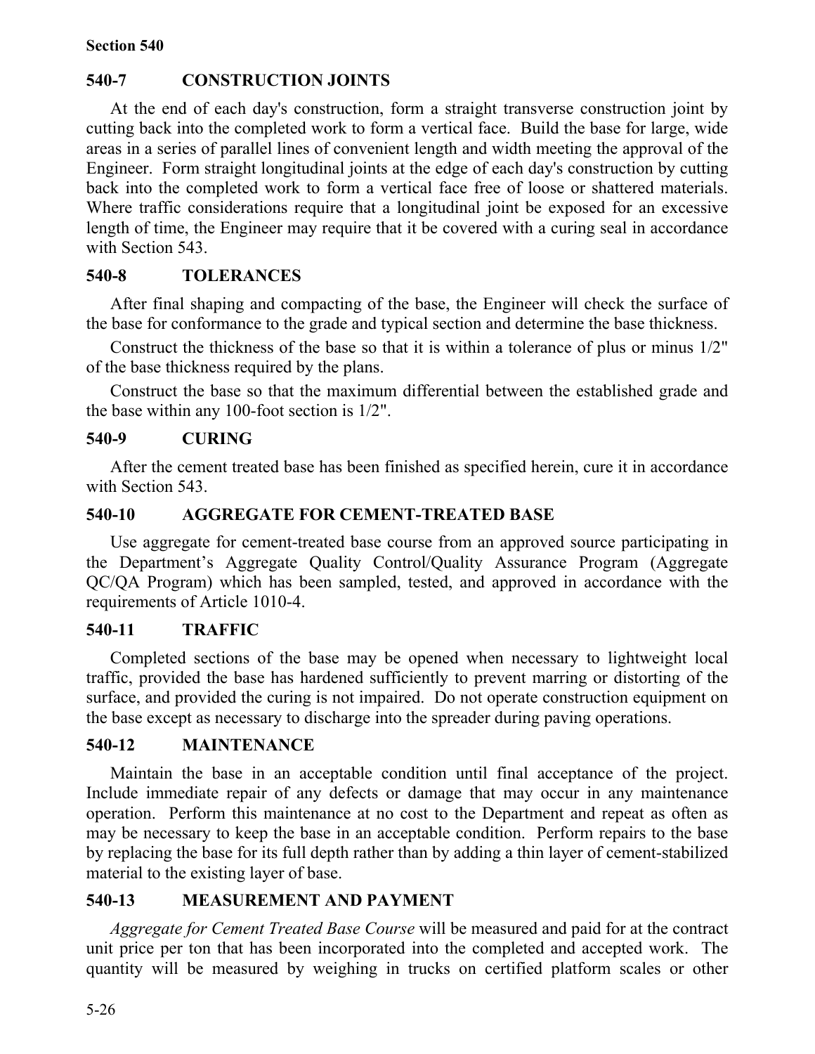## 540-7 CONSTRUCTION JOINTS

At the end of each day's construction, form a straight transverse construction joint by cutting back into the completed work to form a vertical face. Build the base for large, wide areas in a series of parallel lines of convenient length and width meeting the approval of the Engineer. Form straight longitudinal joints at the edge of each day's construction by cutting back into the completed work to form a vertical face free of loose or shattered materials. Where traffic considerations require that a longitudinal joint be exposed for an excessive length of time, the Engineer may require that it be covered with a curing seal in accordance with Section 543.

## 540-8 TOLERANCES

After final shaping and compacting of the base, the Engineer will check the surface of the base for conformance to the grade and typical section and determine the base thickness.

Construct the thickness of the base so that it is within a tolerance of plus or minus 1/2" of the base thickness required by the plans.

Construct the base so that the maximum differential between the established grade and the base within any 100-foot section is 1/2".

## 540-9 CURING

After the cement treated base has been finished as specified herein, cure it in accordance with Section 543.

## 540-10 AGGREGATE FOR CEMENT-TREATED BASE

Use aggregate for cement-treated base course from an approved source participating in the Department's Aggregate Quality Control/Quality Assurance Program (Aggregate QC/QA Program) which has been sampled, tested, and approved in accordance with the requirements of Article 1010-4.

## 540-11 TRAFFIC

Completed sections of the base may be opened when necessary to lightweight local traffic, provided the base has hardened sufficiently to prevent marring or distorting of the surface, and provided the curing is not impaired. Do not operate construction equipment on the base except as necessary to discharge into the spreader during paving operations.

## 540-12 MAINTENANCE

Maintain the base in an acceptable condition until final acceptance of the project. Include immediate repair of any defects or damage that may occur in any maintenance operation. Perform this maintenance at no cost to the Department and repeat as often as may be necessary to keep the base in an acceptable condition. Perform repairs to the base by replacing the base for its full depth rather than by adding a thin layer of cement-stabilized material to the existing layer of base.

## 540-13 MEASUREMENT AND PAYMENT

*Aggregate for Cement Treated Base Course* will be measured and paid for at the contract unit price per ton that has been incorporated into the completed and accepted work. The quantity will be measured by weighing in trucks on certified platform scales or other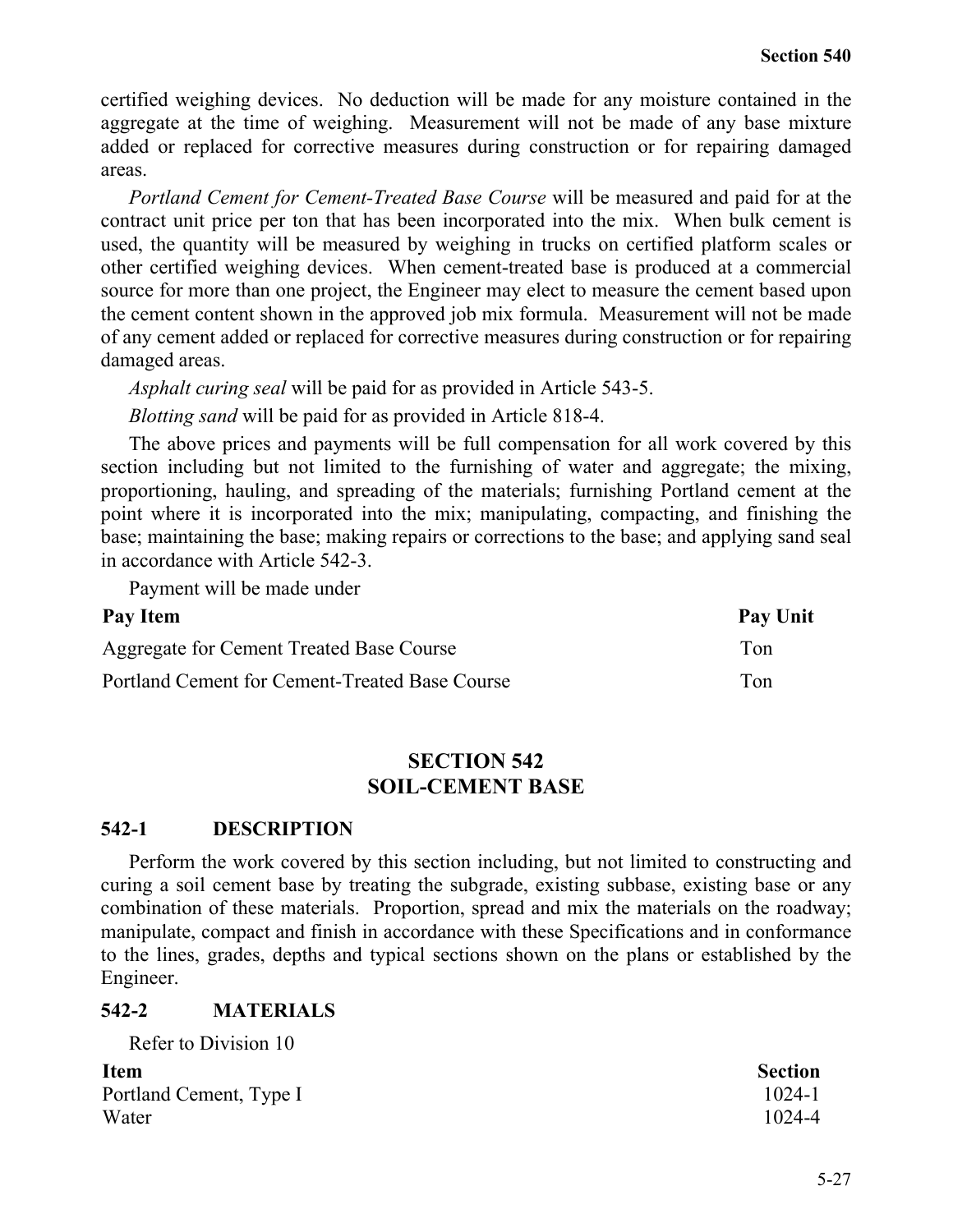certified weighing devices. No deduction will be made for any moisture contained in the aggregate at the time of weighing. Measurement will not be made of any base mixture added or replaced for corrective measures during construction or for repairing damaged areas.

*Portland Cement for Cement-Treated Base Course* will be measured and paid for at the contract unit price per ton that has been incorporated into the mix. When bulk cement is used, the quantity will be measured by weighing in trucks on certified platform scales or other certified weighing devices. When cement-treated base is produced at a commercial source for more than one project, the Engineer may elect to measure the cement based upon the cement content shown in the approved job mix formula. Measurement will not be made of any cement added or replaced for corrective measures during construction or for repairing damaged areas.

*Asphalt curing seal* will be paid for as provided in Article 543-5.

*Blotting sand* will be paid for as provided in Article 818-4.

The above prices and payments will be full compensation for all work covered by this section including but not limited to the furnishing of water and aggregate; the mixing, proportioning, hauling, and spreading of the materials; furnishing Portland cement at the point where it is incorporated into the mix; manipulating, compacting, and finishing the base; maintaining the base; making repairs or corrections to the base; and applying sand seal in accordance with Article 542-3.

Payment will be made under

| Pay Item | Pay Unit |
|---|---|
| Aggregate for Cement Treated Base Course | Ton |
| Portland Cement for Cement-Treated Base Course | Ton |

# SECTION 542
# SOIL-CEMENT BASE

## 542-1 DESCRIPTION

Perform the work covered by this section including, but not limited to constructing and curing a soil cement base by treating the subgrade, existing subbase, existing base or any combination of these materials. Proportion, spread and mix the materials on the roadway; manipulate, compact and finish in accordance with these Specifications and in conformance to the lines, grades, depths and typical sections shown on the plans or established by the Engineer.

## 542-2 MATERIALS

Refer to Division 10

| Item | Section |
|---|---|
| Portland Cement, Type I | 1024-1 |
| Water | 1024-4 |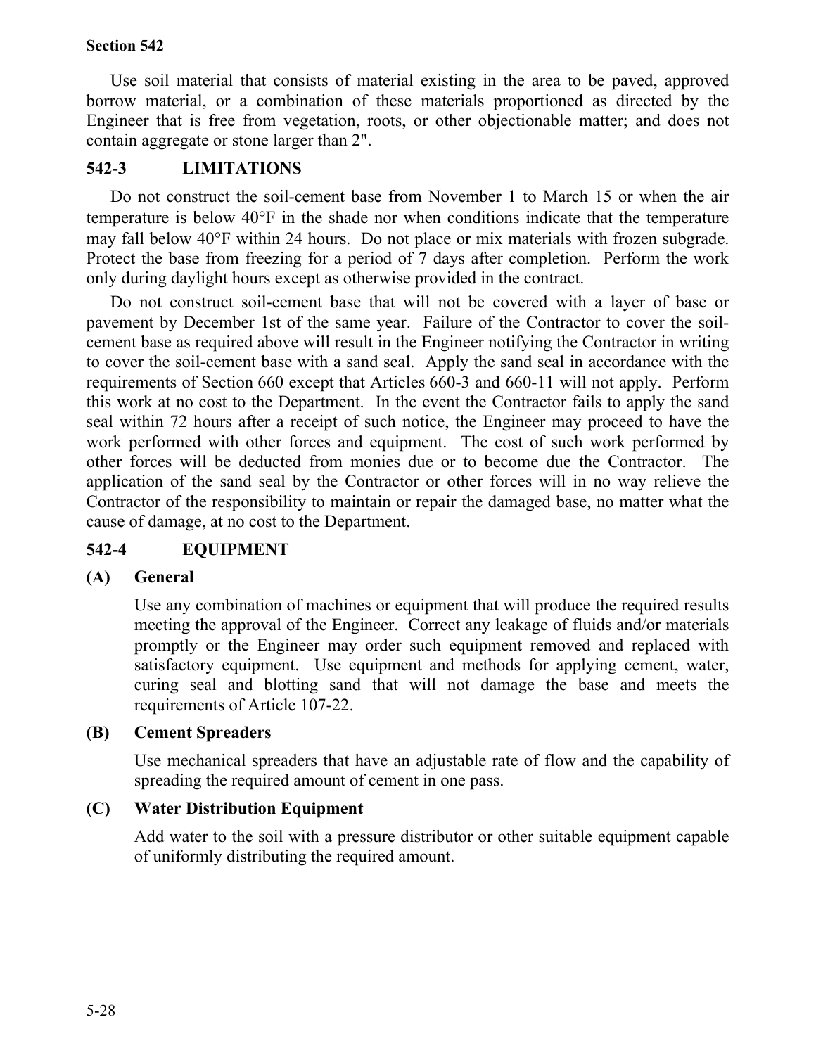Use soil material that consists of material existing in the area to be paved, approved borrow material, or a combination of these materials proportioned as directed by the Engineer that is free from vegetation, roots, or other objectionable matter; and does not contain aggregate or stone larger than 2".

## 542-3 LIMITATIONS

Do not construct the soil-cement base from November 1 to March 15 or when the air temperature is below 40°F in the shade nor when conditions indicate that the temperature may fall below 40°F within 24 hours. Do not place or mix materials with frozen subgrade. Protect the base from freezing for a period of 7 days after completion. Perform the work only during daylight hours except as otherwise provided in the contract.

Do not construct soil-cement base that will not be covered with a layer of base or pavement by December 1st of the same year. Failure of the Contractor to cover the soil-cement base as required above will result in the Engineer notifying the Contractor in writing to cover the soil-cement base with a sand seal. Apply the sand seal in accordance with the requirements of Section 660 except that Articles 660-3 and 660-11 will not apply. Perform this work at no cost to the Department. In the event the Contractor fails to apply the sand seal within 72 hours after a receipt of such notice, the Engineer may proceed to have the work performed with other forces and equipment. The cost of such work performed by other forces will be deducted from monies due or to become due the Contractor. The application of the sand seal by the Contractor or other forces will in no way relieve the Contractor of the responsibility to maintain or repair the damaged base, no matter what the cause of damage, at no cost to the Department.

## 542-4 EQUIPMENT

### (A) General

Use any combination of machines or equipment that will produce the required results meeting the approval of the Engineer. Correct any leakage of fluids and/or materials promptly or the Engineer may order such equipment removed and replaced with satisfactory equipment. Use equipment and methods for applying cement, water, curing seal and blotting sand that will not damage the base and meets the requirements of Article 107-22.

### (B) Cement Spreaders

Use mechanical spreaders that have an adjustable rate of flow and the capability of spreading the required amount of cement in one pass.

### (C) Water Distribution Equipment

Add water to the soil with a pressure distributor or other suitable equipment capable of uniformly distributing the required amount.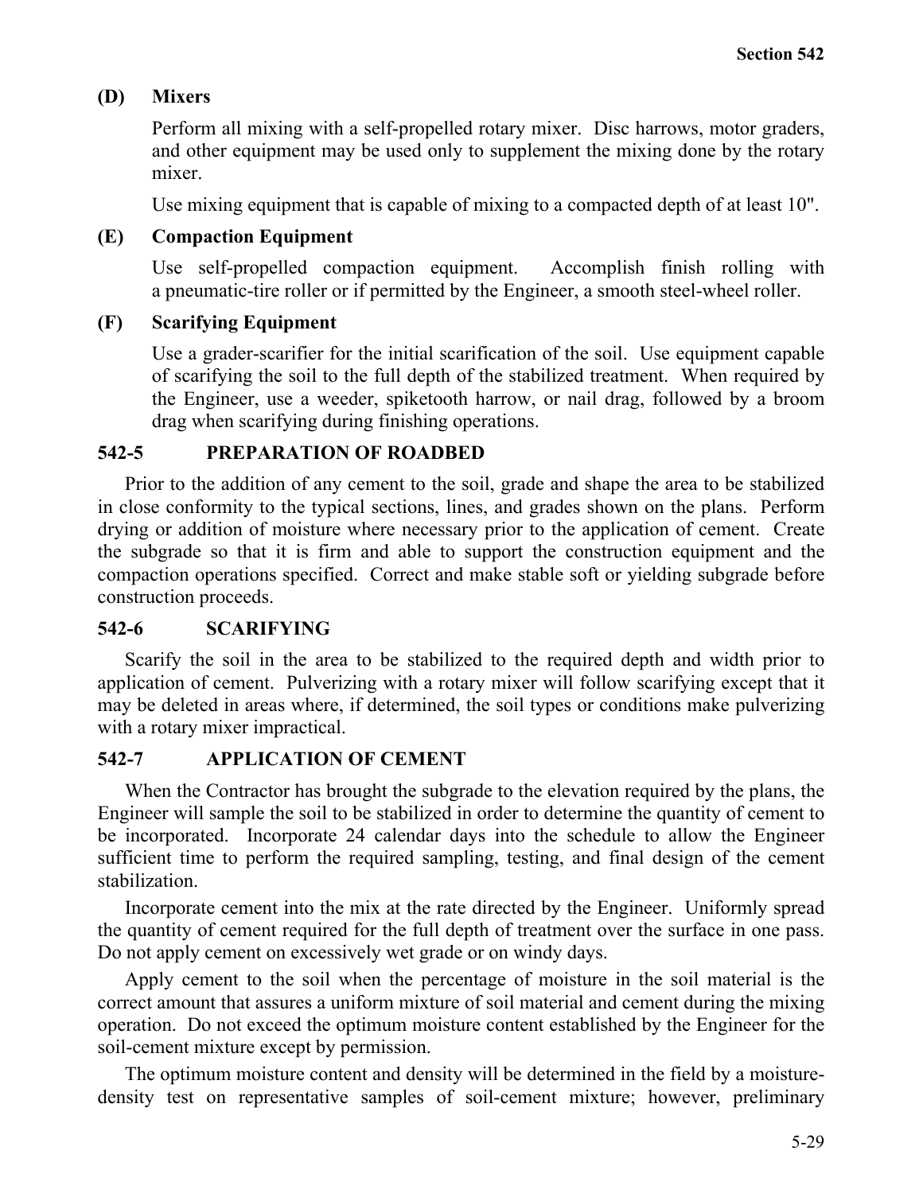### (D) Mixers

Perform all mixing with a self-propelled rotary mixer. Disc harrows, motor graders, and other equipment may be used only to supplement the mixing done by the rotary mixer.

Use mixing equipment that is capable of mixing to a compacted depth of at least 10".

### (E) Compaction Equipment

Use self-propelled compaction equipment. Accomplish finish rolling with a pneumatic-tire roller or if permitted by the Engineer, a smooth steel-wheel roller.

### (F) Scarifying Equipment

Use a grader-scarifier for the initial scarification of the soil. Use equipment capable of scarifying the soil to the full depth of the stabilized treatment. When required by the Engineer, use a weeder, spiketooth harrow, or nail drag, followed by a broom drag when scarifying during finishing operations.

## 542-5 PREPARATION OF ROADBED

Prior to the addition of any cement to the soil, grade and shape the area to be stabilized in close conformity to the typical sections, lines, and grades shown on the plans. Perform drying or addition of moisture where necessary prior to the application of cement. Create the subgrade so that it is firm and able to support the construction equipment and the compaction operations specified. Correct and make stable soft or yielding subgrade before construction proceeds.

## 542-6 SCARIFYING

Scarify the soil in the area to be stabilized to the required depth and width prior to application of cement. Pulverizing with a rotary mixer will follow scarifying except that it may be deleted in areas where, if determined, the soil types or conditions make pulverizing with a rotary mixer impractical.

## 542-7 APPLICATION OF CEMENT

When the Contractor has brought the subgrade to the elevation required by the plans, the Engineer will sample the soil to be stabilized in order to determine the quantity of cement to be incorporated. Incorporate 24 calendar days into the schedule to allow the Engineer sufficient time to perform the required sampling, testing, and final design of the cement stabilization.

Incorporate cement into the mix at the rate directed by the Engineer. Uniformly spread the quantity of cement required for the full depth of treatment over the surface in one pass. Do not apply cement on excessively wet grade or on windy days.

Apply cement to the soil when the percentage of moisture in the soil material is the correct amount that assures a uniform mixture of soil material and cement during the mixing operation. Do not exceed the optimum moisture content established by the Engineer for the soil-cement mixture except by permission.

The optimum moisture content and density will be determined in the field by a moisture-density test on representative samples of soil-cement mixture; however, preliminary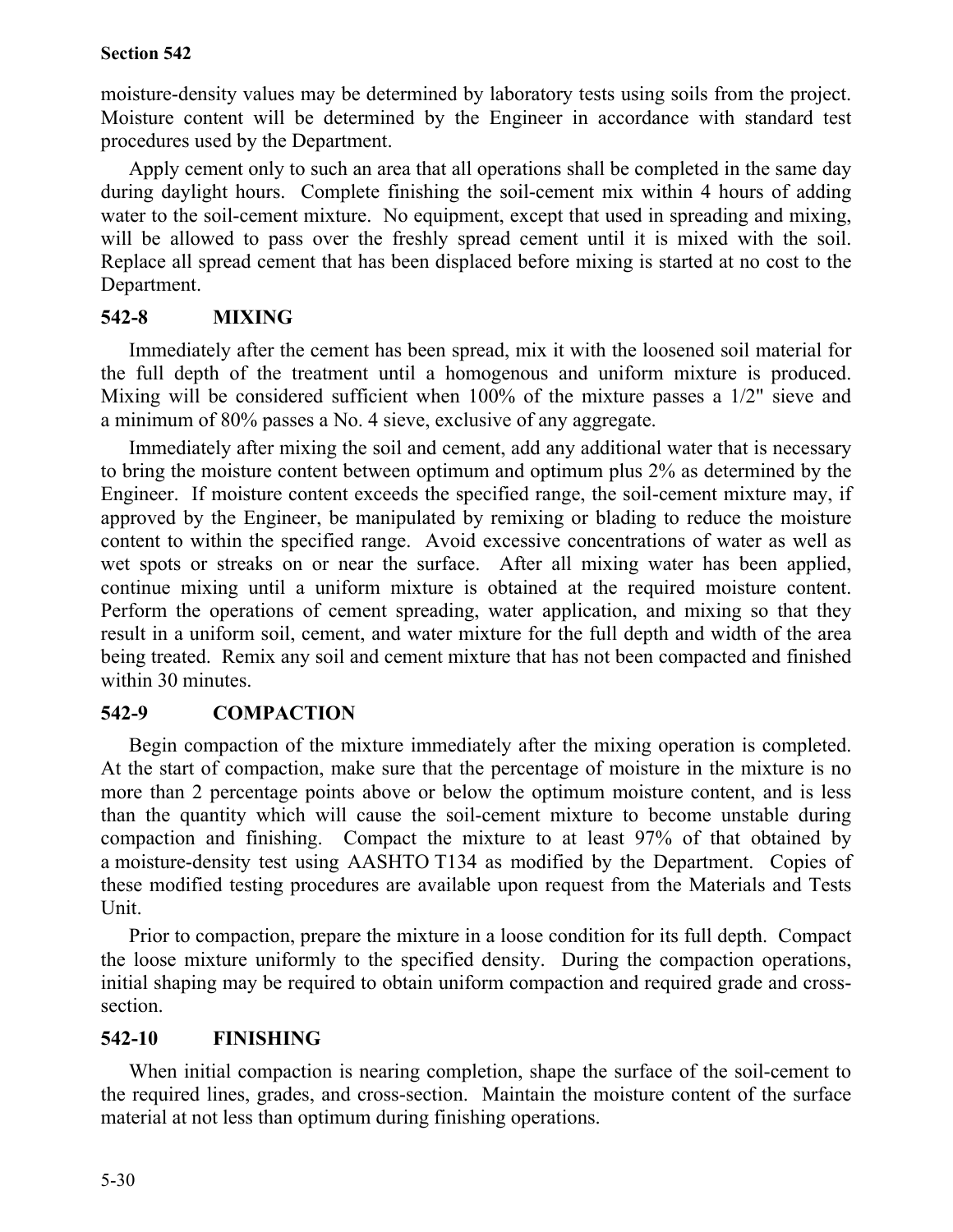moisture-density values may be determined by laboratory tests using soils from the project. Moisture content will be determined by the Engineer in accordance with standard test procedures used by the Department.

Apply cement only to such an area that all operations shall be completed in the same day during daylight hours. Complete finishing the soil-cement mix within 4 hours of adding water to the soil-cement mixture. No equipment, except that used in spreading and mixing, will be allowed to pass over the freshly spread cement until it is mixed with the soil. Replace all spread cement that has been displaced before mixing is started at no cost to the Department.

## 542-8 MIXING

Immediately after the cement has been spread, mix it with the loosened soil material for the full depth of the treatment until a homogenous and uniform mixture is produced. Mixing will be considered sufficient when 100% of the mixture passes a 1/2" sieve and a minimum of 80% passes a No. 4 sieve, exclusive of any aggregate.

Immediately after mixing the soil and cement, add any additional water that is necessary to bring the moisture content between optimum and optimum plus 2% as determined by the Engineer. If moisture content exceeds the specified range, the soil-cement mixture may, if approved by the Engineer, be manipulated by remixing or blading to reduce the moisture content to within the specified range. Avoid excessive concentrations of water as well as wet spots or streaks on or near the surface. After all mixing water has been applied, continue mixing until a uniform mixture is obtained at the required moisture content. Perform the operations of cement spreading, water application, and mixing so that they result in a uniform soil, cement, and water mixture for the full depth and width of the area being treated. Remix any soil and cement mixture that has not been compacted and finished within 30 minutes.

## 542-9 COMPACTION

Begin compaction of the mixture immediately after the mixing operation is completed. At the start of compaction, make sure that the percentage of moisture in the mixture is no more than 2 percentage points above or below the optimum moisture content, and is less than the quantity which will cause the soil-cement mixture to become unstable during compaction and finishing. Compact the mixture to at least 97% of that obtained by a moisture-density test using AASHTO T134 as modified by the Department. Copies of these modified testing procedures are available upon request from the Materials and Tests Unit.

Prior to compaction, prepare the mixture in a loose condition for its full depth. Compact the loose mixture uniformly to the specified density. During the compaction operations, initial shaping may be required to obtain uniform compaction and required grade and cross-section.

## 542-10 FINISHING

When initial compaction is nearing completion, shape the surface of the soil-cement to the required lines, grades, and cross-section. Maintain the moisture content of the surface material at not less than optimum during finishing operations.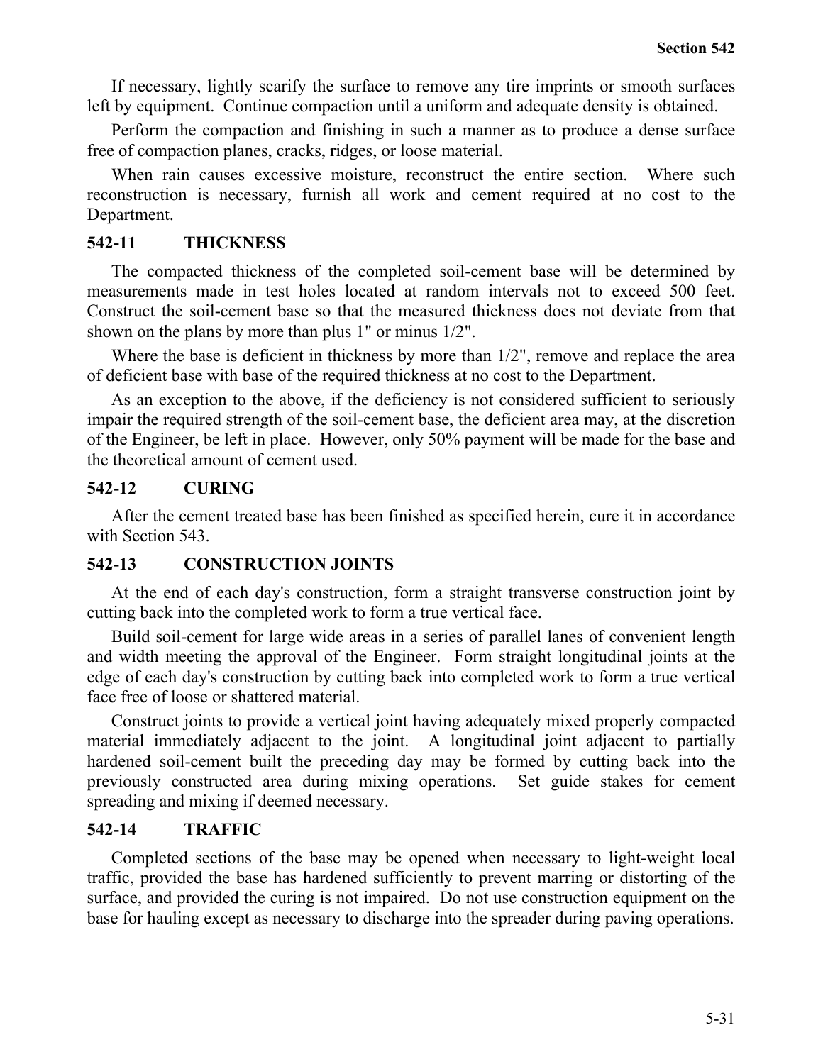If necessary, lightly scarify the surface to remove any tire imprints or smooth surfaces left by equipment. Continue compaction until a uniform and adequate density is obtained.

Perform the compaction and finishing in such a manner as to produce a dense surface free of compaction planes, cracks, ridges, or loose material.

When rain causes excessive moisture, reconstruct the entire section. Where such reconstruction is necessary, furnish all work and cement required at no cost to the Department.

## 542-11 THICKNESS

The compacted thickness of the completed soil-cement base will be determined by measurements made in test holes located at random intervals not to exceed 500 feet. Construct the soil-cement base so that the measured thickness does not deviate from that shown on the plans by more than plus 1" or minus 1/2".

Where the base is deficient in thickness by more than 1/2", remove and replace the area of deficient base with base of the required thickness at no cost to the Department.

As an exception to the above, if the deficiency is not considered sufficient to seriously impair the required strength of the soil-cement base, the deficient area may, at the discretion of the Engineer, be left in place. However, only 50% payment will be made for the base and the theoretical amount of cement used.

## 542-12 CURING

After the cement treated base has been finished as specified herein, cure it in accordance with Section 543.

## 542-13 CONSTRUCTION JOINTS

At the end of each day's construction, form a straight transverse construction joint by cutting back into the completed work to form a true vertical face.

Build soil-cement for large wide areas in a series of parallel lanes of convenient length and width meeting the approval of the Engineer. Form straight longitudinal joints at the edge of each day's construction by cutting back into completed work to form a true vertical face free of loose or shattered material.

Construct joints to provide a vertical joint having adequately mixed properly compacted material immediately adjacent to the joint. A longitudinal joint adjacent to partially hardened soil-cement built the preceding day may be formed by cutting back into the previously constructed area during mixing operations. Set guide stakes for cement spreading and mixing if deemed necessary.

## 542-14 TRAFFIC

Completed sections of the base may be opened when necessary to light-weight local traffic, provided the base has hardened sufficiently to prevent marring or distorting of the surface, and provided the curing is not impaired. Do not use construction equipment on the base for hauling except as necessary to discharge into the spreader during paving operations.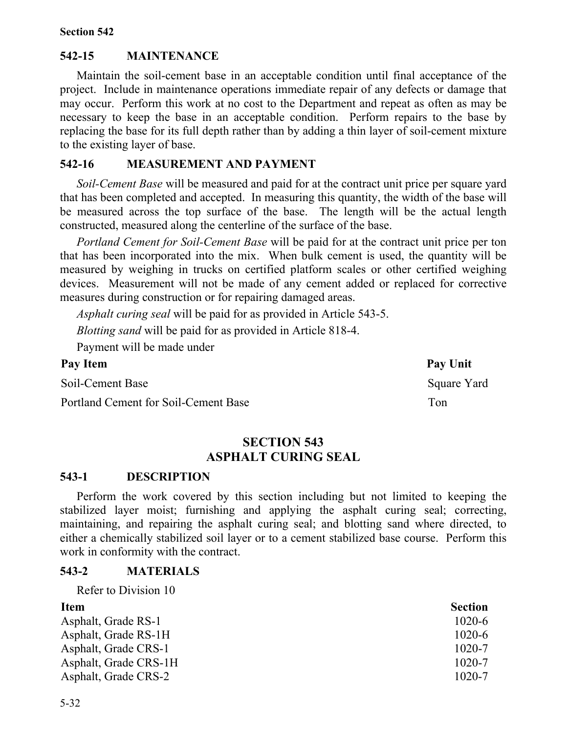## 542-15 MAINTENANCE

Maintain the soil-cement base in an acceptable condition until final acceptance of the project. Include in maintenance operations immediate repair of any defects or damage that may occur. Perform this work at no cost to the Department and repeat as often as may be necessary to keep the base in an acceptable condition. Perform repairs to the base by replacing the base for its full depth rather than by adding a thin layer of soil-cement mixture to the existing layer of base.

## 542-16 MEASUREMENT AND PAYMENT

*Soil-Cement Base* will be measured and paid for at the contract unit price per square yard that has been completed and accepted. In measuring this quantity, the width of the base will be measured across the top surface of the base. The length will be the actual length constructed, measured along the centerline of the surface of the base.

*Portland Cement for Soil-Cement Base* will be paid for at the contract unit price per ton that has been incorporated into the mix. When bulk cement is used, the quantity will be measured by weighing in trucks on certified platform scales or other certified weighing devices. Measurement will not be made of any cement added or replaced for corrective measures during construction or for repairing damaged areas.

*Asphalt curing seal* will be paid for as provided in Article 543-5.

*Blotting sand* will be paid for as provided in Article 818-4.

Payment will be made under

| Pay Item | Pay Unit |
|---|---|
| Soil-Cement Base | Square Yard |
| Portland Cement for Soil-Cement Base | Ton |

# SECTION 543
# ASPHALT CURING SEAL

## 543-1 DESCRIPTION

Perform the work covered by this section including but not limited to keeping the stabilized layer moist; furnishing and applying the asphalt curing seal; correcting, maintaining, and repairing the asphalt curing seal; and blotting sand where directed, to either a chemically stabilized soil layer or to a cement stabilized base course. Perform this work in conformity with the contract.

## 543-2 MATERIALS

Refer to Division 10

| Item | Section |
|---|---|
| Asphalt, Grade RS-1 | 1020-6 |
| Asphalt, Grade RS-1H | 1020-6 |
| Asphalt, Grade CRS-1 | 1020-7 |
| Asphalt, Grade CRS-1H | 1020-7 |
| Asphalt, Grade CRS-2 | 1020-7 |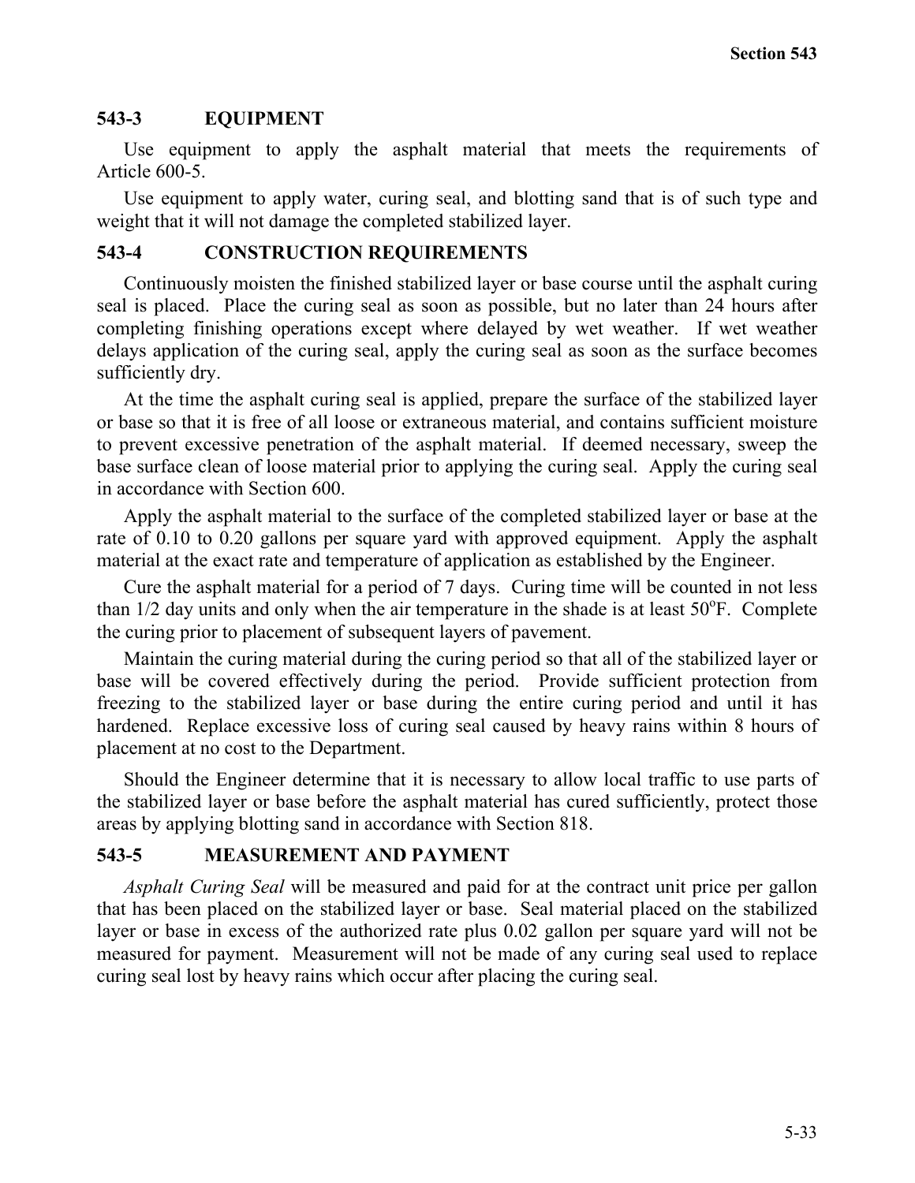## 543-3 EQUIPMENT

Use equipment to apply the asphalt material that meets the requirements of Article 600-5.

Use equipment to apply water, curing seal, and blotting sand that is of such type and weight that it will not damage the completed stabilized layer.

## 543-4 CONSTRUCTION REQUIREMENTS

Continuously moisten the finished stabilized layer or base course until the asphalt curing seal is placed. Place the curing seal as soon as possible, but no later than 24 hours after completing finishing operations except where delayed by wet weather. If wet weather delays application of the curing seal, apply the curing seal as soon as the surface becomes sufficiently dry.

At the time the asphalt curing seal is applied, prepare the surface of the stabilized layer or base so that it is free of all loose or extraneous material, and contains sufficient moisture to prevent excessive penetration of the asphalt material. If deemed necessary, sweep the base surface clean of loose material prior to applying the curing seal. Apply the curing seal in accordance with Section 600.

Apply the asphalt material to the surface of the completed stabilized layer or base at the rate of 0.10 to 0.20 gallons per square yard with approved equipment. Apply the asphalt material at the exact rate and temperature of application as established by the Engineer.

Cure the asphalt material for a period of 7 days. Curing time will be counted in not less than 1/2 day units and only when the air temperature in the shade is at least 50°F. Complete the curing prior to placement of subsequent layers of pavement.

Maintain the curing material during the curing period so that all of the stabilized layer or base will be covered effectively during the period. Provide sufficient protection from freezing to the stabilized layer or base during the entire curing period and until it has hardened. Replace excessive loss of curing seal caused by heavy rains within 8 hours of placement at no cost to the Department.

Should the Engineer determine that it is necessary to allow local traffic to use parts of the stabilized layer or base before the asphalt material has cured sufficiently, protect those areas by applying blotting sand in accordance with Section 818.

## 543-5 MEASUREMENT AND PAYMENT

*Asphalt Curing Seal* will be measured and paid for at the contract unit price per gallon that has been placed on the stabilized layer or base. Seal material placed on the stabilized layer or base in excess of the authorized rate plus 0.02 gallon per square yard will not be measured for payment. Measurement will not be made of any curing seal used to replace curing seal lost by heavy rains which occur after placing the curing seal.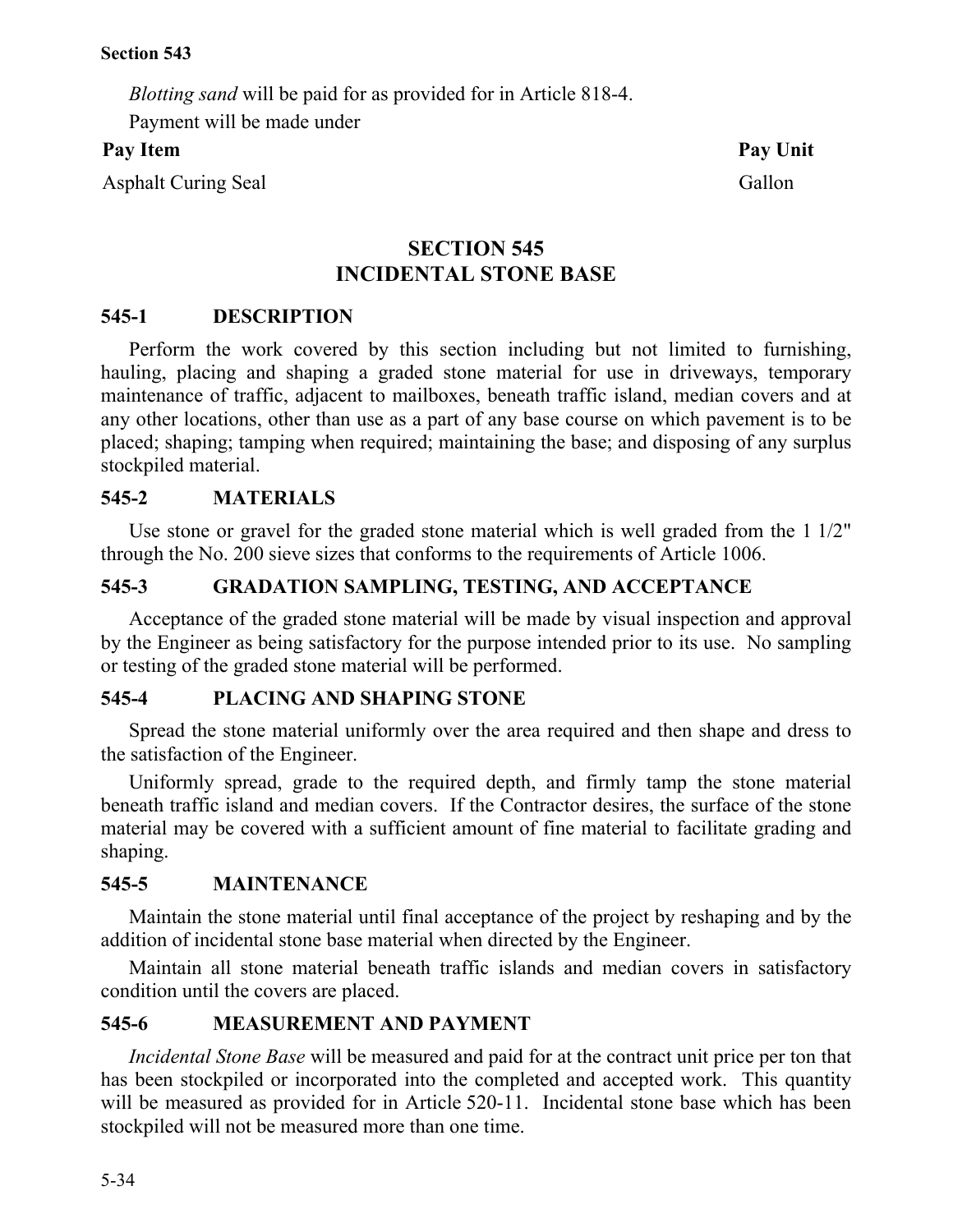*Blotting sand* will be paid for as provided for in Article 818-4.

Payment will be made under

| Pay Item | Pay Unit |
|---|---|
| Asphalt Curing Seal | Gallon |

## SECTION 545
## INCIDENTAL STONE BASE

### 545-1 DESCRIPTION

Perform the work covered by this section including but not limited to furnishing, hauling, placing and shaping a graded stone material for use in driveways, temporary maintenance of traffic, adjacent to mailboxes, beneath traffic island, median covers and at any other locations, other than use as a part of any base course on which pavement is to be placed; shaping; tamping when required; maintaining the base; and disposing of any surplus stockpiled material.

### 545-2 MATERIALS

Use stone or gravel for the graded stone material which is well graded from the 1 1/2" through the No. 200 sieve sizes that conforms to the requirements of Article 1006.

### 545-3 GRADATION SAMPLING, TESTING, AND ACCEPTANCE

Acceptance of the graded stone material will be made by visual inspection and approval by the Engineer as being satisfactory for the purpose intended prior to its use. No sampling or testing of the graded stone material will be performed.

### 545-4 PLACING AND SHAPING STONE

Spread the stone material uniformly over the area required and then shape and dress to the satisfaction of the Engineer.

Uniformly spread, grade to the required depth, and firmly tamp the stone material beneath traffic island and median covers. If the Contractor desires, the surface of the stone material may be covered with a sufficient amount of fine material to facilitate grading and shaping.

### 545-5 MAINTENANCE

Maintain the stone material until final acceptance of the project by reshaping and by the addition of incidental stone base material when directed by the Engineer.

Maintain all stone material beneath traffic islands and median covers in satisfactory condition until the covers are placed.

### 545-6 MEASUREMENT AND PAYMENT

*Incidental Stone Base* will be measured and paid for at the contract unit price per ton that has been stockpiled or incorporated into the completed and accepted work. This quantity will be measured as provided for in Article 520-11. Incidental stone base which has been stockpiled will not be measured more than one time.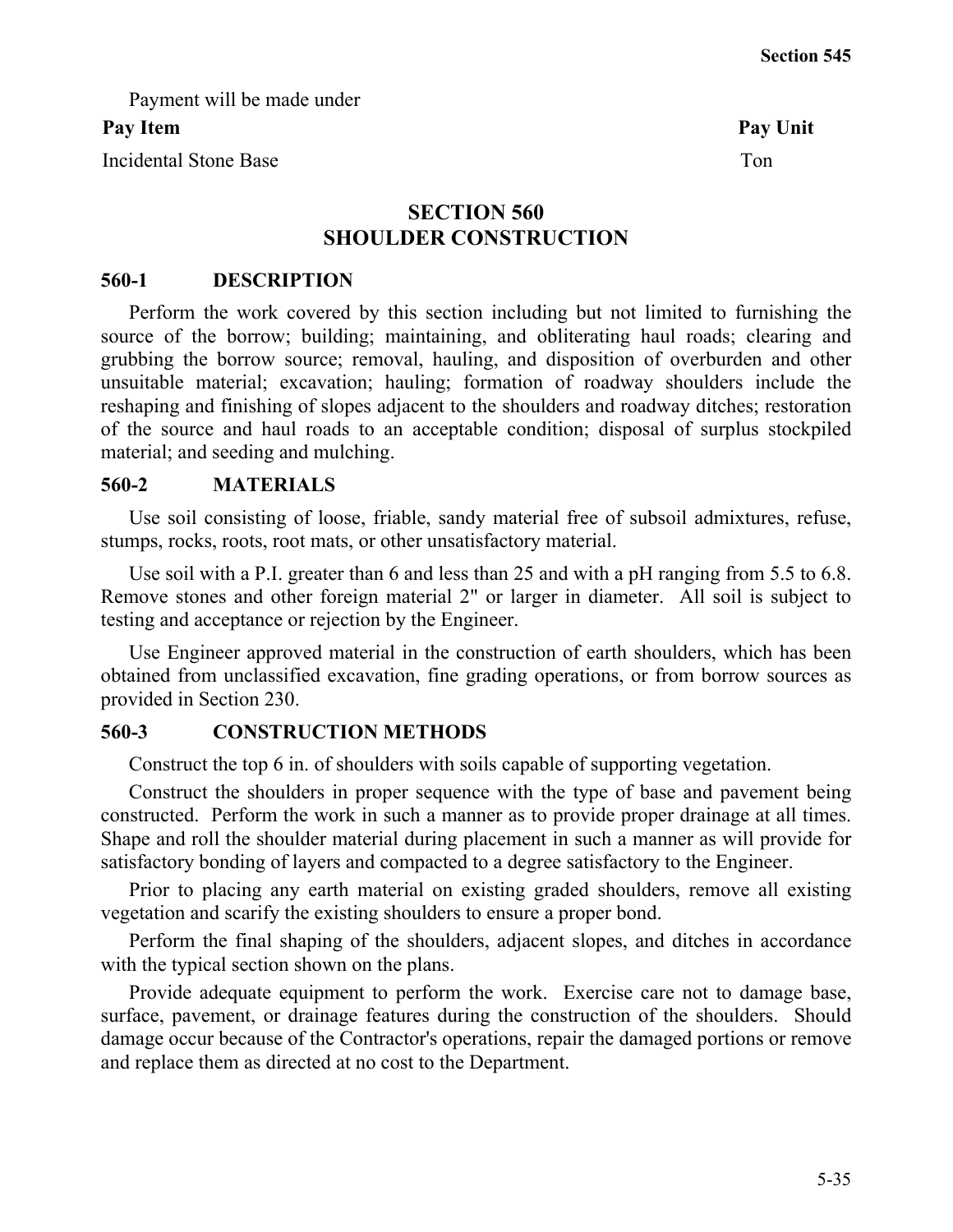Payment will be made under

| Pay Item | Pay Unit |
|---|---|
| Incidental Stone Base | Ton |

# SECTION 560
# SHOULDER CONSTRUCTION

## 560-1 DESCRIPTION

Perform the work covered by this section including but not limited to furnishing the source of the borrow; building; maintaining, and obliterating haul roads; clearing and grubbing the borrow source; removal, hauling, and disposition of overburden and other unsuitable material; excavation; hauling; formation of roadway shoulders include the reshaping and finishing of slopes adjacent to the shoulders and roadway ditches; restoration of the source and haul roads to an acceptable condition; disposal of surplus stockpiled material; and seeding and mulching.

## 560-2 MATERIALS

Use soil consisting of loose, friable, sandy material free of subsoil admixtures, refuse, stumps, rocks, roots, root mats, or other unsatisfactory material.

Use soil with a P.I. greater than 6 and less than 25 and with a pH ranging from 5.5 to 6.8. Remove stones and other foreign material 2" or larger in diameter. All soil is subject to testing and acceptance or rejection by the Engineer.

Use Engineer approved material in the construction of earth shoulders, which has been obtained from unclassified excavation, fine grading operations, or from borrow sources as provided in Section 230.

## 560-3 CONSTRUCTION METHODS

Construct the top 6 in. of shoulders with soils capable of supporting vegetation.

Construct the shoulders in proper sequence with the type of base and pavement being constructed. Perform the work in such a manner as to provide proper drainage at all times. Shape and roll the shoulder material during placement in such a manner as will provide for satisfactory bonding of layers and compacted to a degree satisfactory to the Engineer.

Prior to placing any earth material on existing graded shoulders, remove all existing vegetation and scarify the existing shoulders to ensure a proper bond.

Perform the final shaping of the shoulders, adjacent slopes, and ditches in accordance with the typical section shown on the plans.

Provide adequate equipment to perform the work. Exercise care not to damage base, surface, pavement, or drainage features during the construction of the shoulders. Should damage occur because of the Contractor's operations, repair the damaged portions or remove and replace them as directed at no cost to the Department.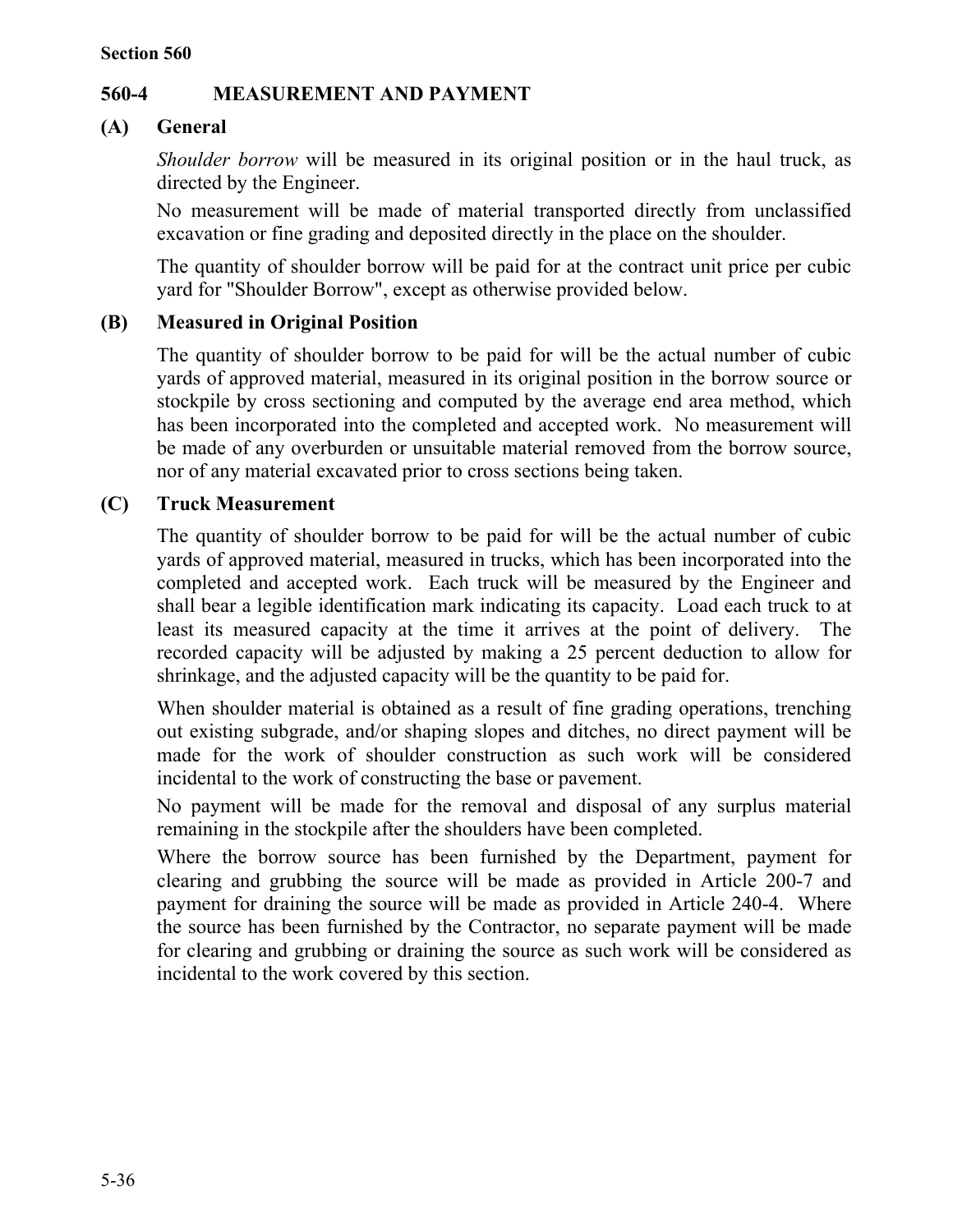## 560-4 MEASUREMENT AND PAYMENT

### (A) General

*Shoulder borrow* will be measured in its original position or in the haul truck, as directed by the Engineer.

No measurement will be made of material transported directly from unclassified excavation or fine grading and deposited directly in the place on the shoulder.

The quantity of shoulder borrow will be paid for at the contract unit price per cubic yard for "Shoulder Borrow", except as otherwise provided below.

### (B) Measured in Original Position

The quantity of shoulder borrow to be paid for will be the actual number of cubic yards of approved material, measured in its original position in the borrow source or stockpile by cross sectioning and computed by the average end area method, which has been incorporated into the completed and accepted work. No measurement will be made of any overburden or unsuitable material removed from the borrow source, nor of any material excavated prior to cross sections being taken.

### (C) Truck Measurement

The quantity of shoulder borrow to be paid for will be the actual number of cubic yards of approved material, measured in trucks, which has been incorporated into the completed and accepted work. Each truck will be measured by the Engineer and shall bear a legible identification mark indicating its capacity. Load each truck to at least its measured capacity at the time it arrives at the point of delivery. The recorded capacity will be adjusted by making a 25 percent deduction to allow for shrinkage, and the adjusted capacity will be the quantity to be paid for.

When shoulder material is obtained as a result of fine grading operations, trenching out existing subgrade, and/or shaping slopes and ditches, no direct payment will be made for the work of shoulder construction as such work will be considered incidental to the work of constructing the base or pavement.

No payment will be made for the removal and disposal of any surplus material remaining in the stockpile after the shoulders have been completed.

Where the borrow source has been furnished by the Department, payment for clearing and grubbing the source will be made as provided in Article 200-7 and payment for draining the source will be made as provided in Article 240-4. Where the source has been furnished by the Contractor, no separate payment will be made for clearing and grubbing or draining the source as such work will be considered as incidental to the work covered by this section.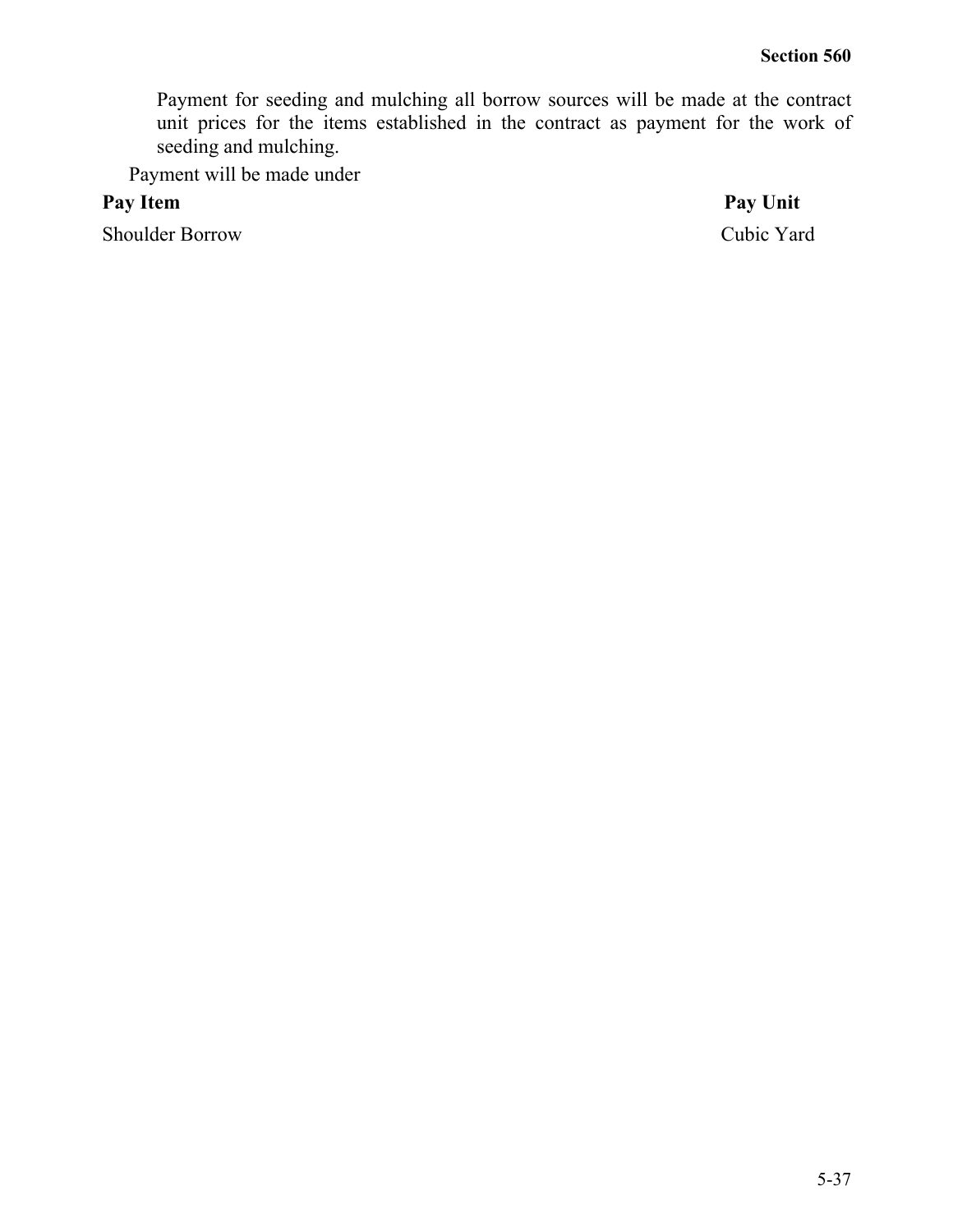Payment for seeding and mulching all borrow sources will be made at the contract unit prices for the items established in the contract as payment for the work of seeding and mulching.

Payment will be made under

| Pay Item | Pay Unit |
|---|---|
| Shoulder Borrow | Cubic Yard |